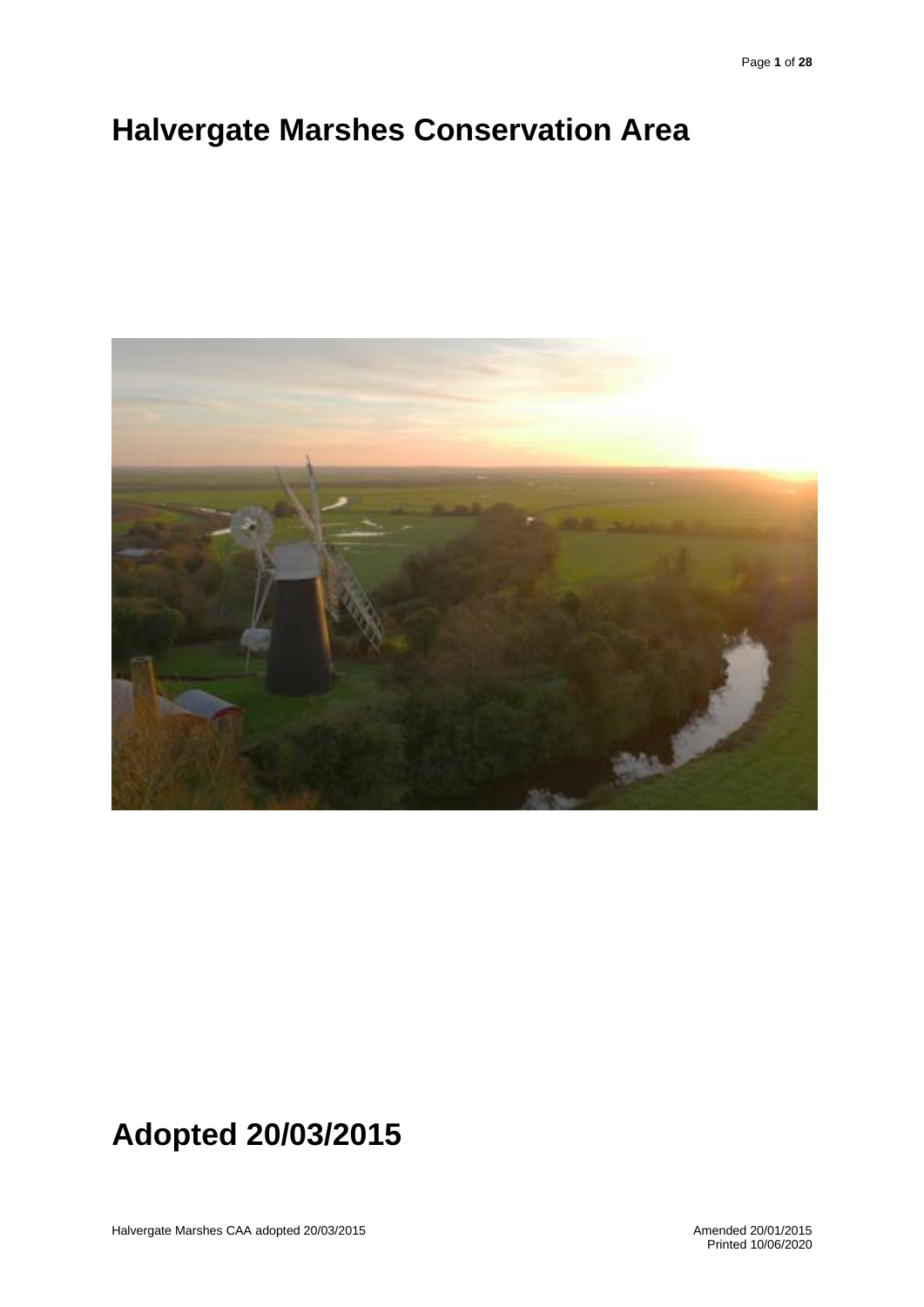# Halvergate Marshes Conservation Area

# Adopted 20/03/2015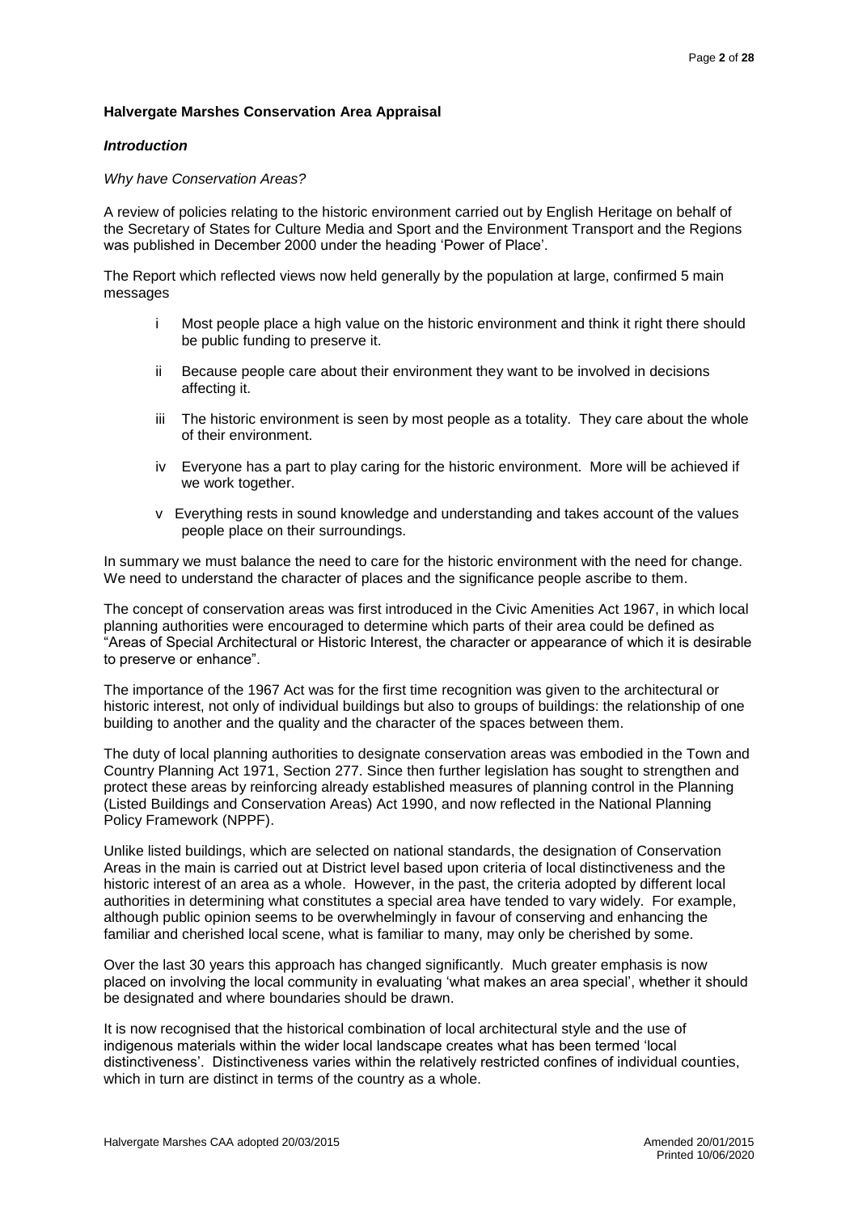**Halvergate Marshes Conservation Area Appraisal**

***Introduction***

*Why have Conservation Areas?*

A review of policies relating to the historic environment carried out by English Heritage on behalf of the Secretary of States for Culture Media and Sport and the Environment Transport and the Regions was published in December 2000 under the heading 'Power of Place'.

The Report which reflected views now held generally by the population at large, confirmed 5 main messages

- i Most people place a high value on the historic environment and think it right there should be public funding to preserve it.
- ii Because people care about their environment they want to be involved in decisions affecting it.
- iii The historic environment is seen by most people as a totality. They care about the whole of their environment.
- iv Everyone has a part to play caring for the historic environment. More will be achieved if we work together.
- v Everything rests in sound knowledge and understanding and takes account of the values people place on their surroundings.

In summary we must balance the need to care for the historic environment with the need for change. We need to understand the character of places and the significance people ascribe to them.

The concept of conservation areas was first introduced in the Civic Amenities Act 1967, in which local planning authorities were encouraged to determine which parts of their area could be defined as "Areas of Special Architectural or Historic Interest, the character or appearance of which it is desirable to preserve or enhance".

The importance of the 1967 Act was for the first time recognition was given to the architectural or historic interest, not only of individual buildings but also to groups of buildings: the relationship of one building to another and the quality and the character of the spaces between them.

The duty of local planning authorities to designate conservation areas was embodied in the Town and Country Planning Act 1971, Section 277. Since then further legislation has sought to strengthen and protect these areas by reinforcing already established measures of planning control in the Planning (Listed Buildings and Conservation Areas) Act 1990, and now reflected in the National Planning Policy Framework (NPPF).

Unlike listed buildings, which are selected on national standards, the designation of Conservation Areas in the main is carried out at District level based upon criteria of local distinctiveness and the historic interest of an area as a whole. However, in the past, the criteria adopted by different local authorities in determining what constitutes a special area have tended to vary widely. For example, although public opinion seems to be overwhelmingly in favour of conserving and enhancing the familiar and cherished local scene, what is familiar to many, may only be cherished by some.

Over the last 30 years this approach has changed significantly. Much greater emphasis is now placed on involving the local community in evaluating 'what makes an area special', whether it should be designated and where boundaries should be drawn.

It is now recognised that the historical combination of local architectural style and the use of indigenous materials within the wider local landscape creates what has been termed 'local distinctiveness'. Distinctiveness varies within the relatively restricted confines of individual counties, which in turn are distinct in terms of the country as a whole.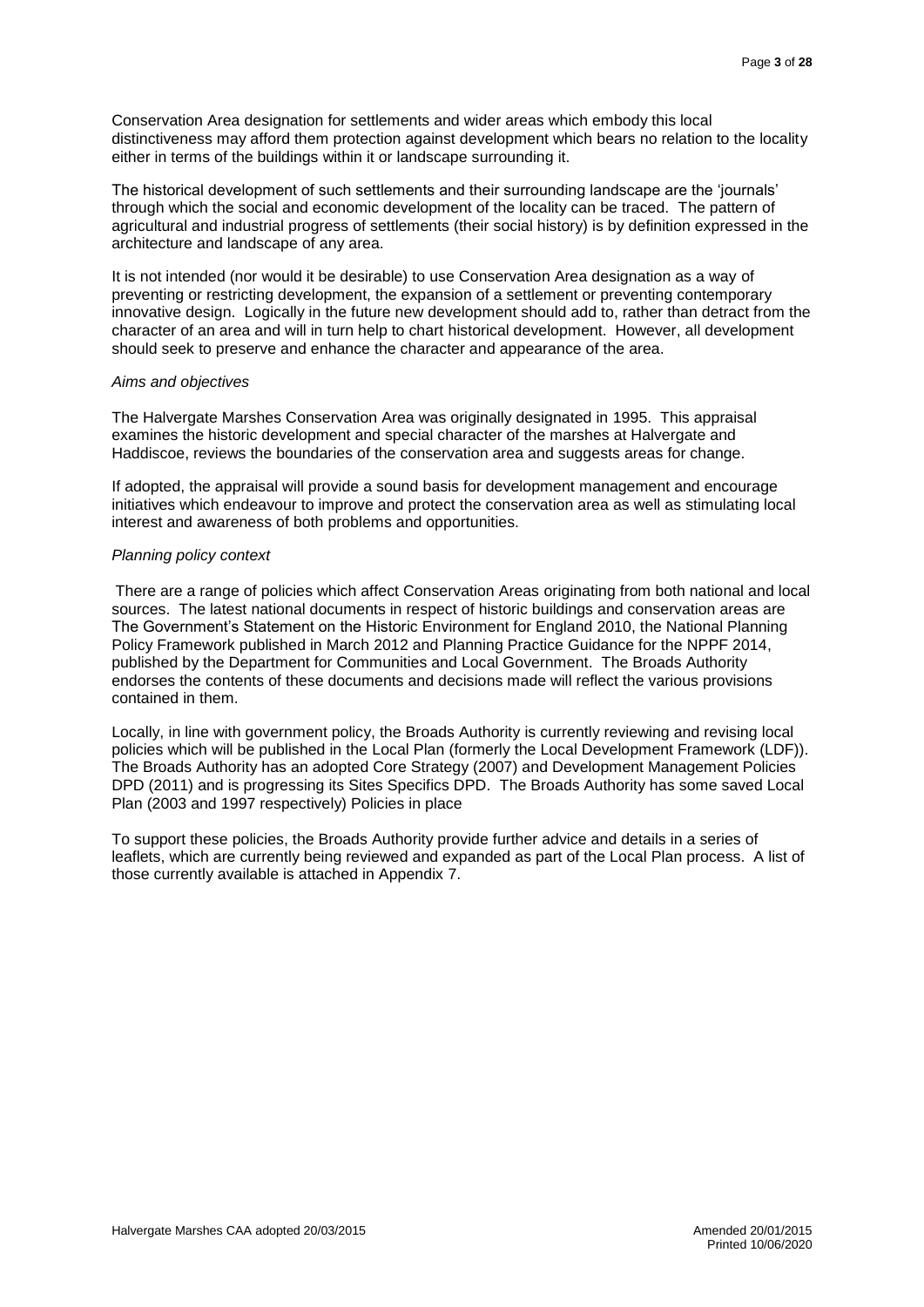Conservation Area designation for settlements and wider areas which embody this local distinctiveness may afford them protection against development which bears no relation to the locality either in terms of the buildings within it or landscape surrounding it.

The historical development of such settlements and their surrounding landscape are the 'journals' through which the social and economic development of the locality can be traced. The pattern of agricultural and industrial progress of settlements (their social history) is by definition expressed in the architecture and landscape of any area.

It is not intended (nor would it be desirable) to use Conservation Area designation as a way of preventing or restricting development, the expansion of a settlement or preventing contemporary innovative design. Logically in the future new development should add to, rather than detract from the character of an area and will in turn help to chart historical development. However, all development should seek to preserve and enhance the character and appearance of the area.

*Aims and objectives*

The Halvergate Marshes Conservation Area was originally designated in 1995. This appraisal examines the historic development and special character of the marshes at Halvergate and Haddiscoe, reviews the boundaries of the conservation area and suggests areas for change.

If adopted, the appraisal will provide a sound basis for development management and encourage initiatives which endeavour to improve and protect the conservation area as well as stimulating local interest and awareness of both problems and opportunities.

*Planning policy context*

There are a range of policies which affect Conservation Areas originating from both national and local sources. The latest national documents in respect of historic buildings and conservation areas are The Government's Statement on the Historic Environment for England 2010, the National Planning Policy Framework published in March 2012 and Planning Practice Guidance for the NPPF 2014, published by the Department for Communities and Local Government. The Broads Authority endorses the contents of these documents and decisions made will reflect the various provisions contained in them.

Locally, in line with government policy, the Broads Authority is currently reviewing and revising local policies which will be published in the Local Plan (formerly the Local Development Framework (LDF)). The Broads Authority has an adopted Core Strategy (2007) and Development Management Policies DPD (2011) and is progressing its Sites Specifics DPD. The Broads Authority has some saved Local Plan (2003 and 1997 respectively) Policies in place

To support these policies, the Broads Authority provide further advice and details in a series of leaflets, which are currently being reviewed and expanded as part of the Local Plan process. A list of those currently available is attached in Appendix 7.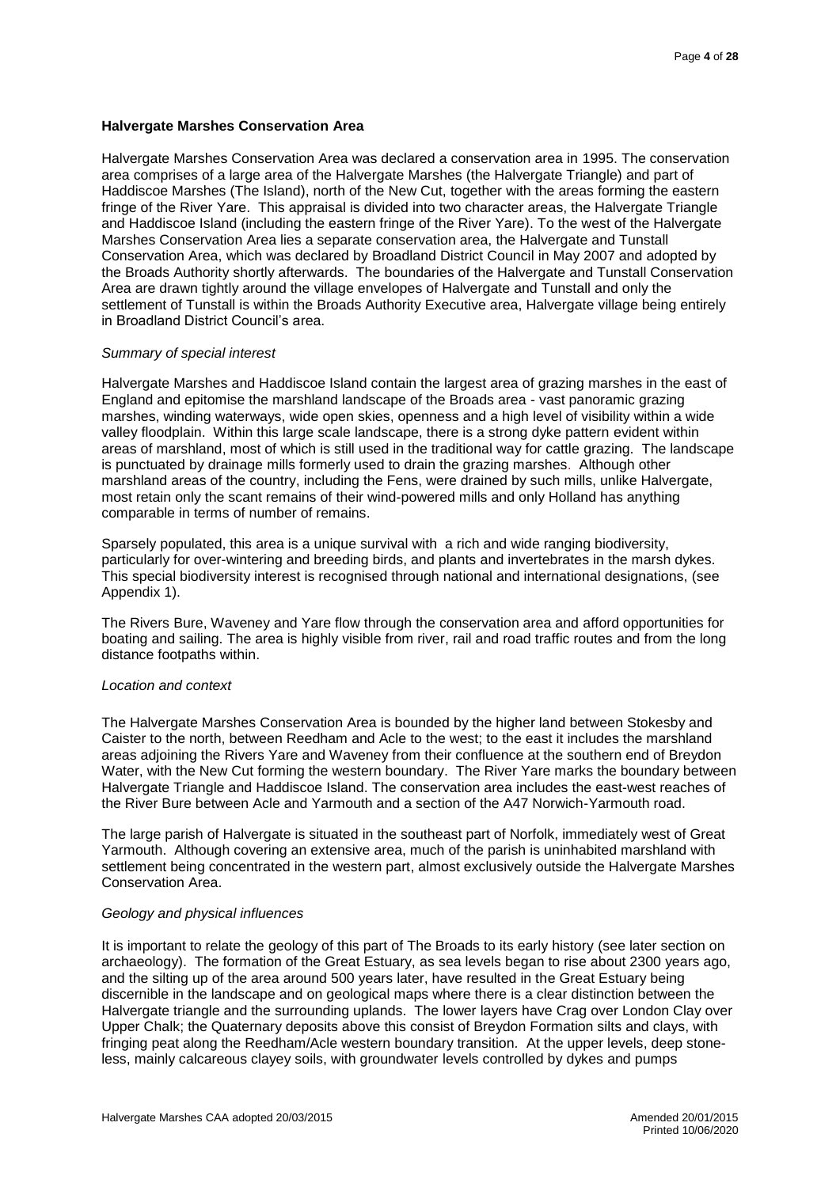**Halvergate Marshes Conservation Area**

Halvergate Marshes Conservation Area was declared a conservation area in 1995. The conservation area comprises of a large area of the Halvergate Marshes (the Halvergate Triangle) and part of Haddiscoe Marshes (The Island), north of the New Cut, together with the areas forming the eastern fringe of the River Yare. This appraisal is divided into two character areas, the Halvergate Triangle and Haddiscoe Island (including the eastern fringe of the River Yare). To the west of the Halvergate Marshes Conservation Area lies a separate conservation area, the Halvergate and Tunstall Conservation Area, which was declared by Broadland District Council in May 2007 and adopted by the Broads Authority shortly afterwards. The boundaries of the Halvergate and Tunstall Conservation Area are drawn tightly around the village envelopes of Halvergate and Tunstall and only the settlement of Tunstall is within the Broads Authority Executive area, Halvergate village being entirely in Broadland District Council's area.

*Summary of special interest*

Halvergate Marshes and Haddiscoe Island contain the largest area of grazing marshes in the east of England and epitomise the marshland landscape of the Broads area - vast panoramic grazing marshes, winding waterways, wide open skies, openness and a high level of visibility within a wide valley floodplain. Within this large scale landscape, there is a strong dyke pattern evident within areas of marshland, most of which is still used in the traditional way for cattle grazing. The landscape is punctuated by drainage mills formerly used to drain the grazing marshes. Although other marshland areas of the country, including the Fens, were drained by such mills, unlike Halvergate, most retain only the scant remains of their wind-powered mills and only Holland has anything comparable in terms of number of remains.

Sparsely populated, this area is a unique survival with a rich and wide ranging biodiversity, particularly for over-wintering and breeding birds, and plants and invertebrates in the marsh dykes. This special biodiversity interest is recognised through national and international designations, (see Appendix 1).

The Rivers Bure, Waveney and Yare flow through the conservation area and afford opportunities for boating and sailing. The area is highly visible from river, rail and road traffic routes and from the long distance footpaths within.

*Location and context*

The Halvergate Marshes Conservation Area is bounded by the higher land between Stokesby and Caister to the north, between Reedham and Acle to the west; to the east it includes the marshland areas adjoining the Rivers Yare and Waveney from their confluence at the southern end of Breydon Water, with the New Cut forming the western boundary. The River Yare marks the boundary between Halvergate Triangle and Haddiscoe Island. The conservation area includes the east-west reaches of the River Bure between Acle and Yarmouth and a section of the A47 Norwich-Yarmouth road.

The large parish of Halvergate is situated in the southeast part of Norfolk, immediately west of Great Yarmouth. Although covering an extensive area, much of the parish is uninhabited marshland with settlement being concentrated in the western part, almost exclusively outside the Halvergate Marshes Conservation Area.

*Geology and physical influences*

It is important to relate the geology of this part of The Broads to its early history (see later section on archaeology). The formation of the Great Estuary, as sea levels began to rise about 2300 years ago, and the silting up of the area around 500 years later, have resulted in the Great Estuary being discernible in the landscape and on geological maps where there is a clear distinction between the Halvergate triangle and the surrounding uplands. The lower layers have Crag over London Clay over Upper Chalk; the Quaternary deposits above this consist of Breydon Formation silts and clays, with fringing peat along the Reedham/Acle western boundary transition. At the upper levels, deep stone-less, mainly calcareous clayey soils, with groundwater levels controlled by dykes and pumps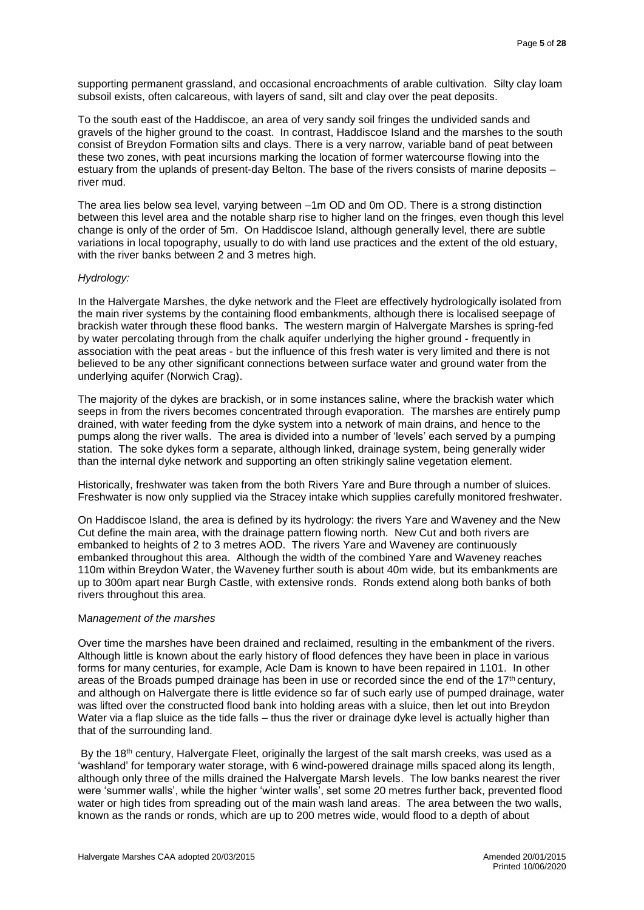supporting permanent grassland, and occasional encroachments of arable cultivation. Silty clay loam subsoil exists, often calcareous, with layers of sand, silt and clay over the peat deposits.

To the south east of the Haddiscoe, an area of very sandy soil fringes the undivided sands and gravels of the higher ground to the coast. In contrast, Haddiscoe Island and the marshes to the south consist of Breydon Formation silts and clays. There is a very narrow, variable band of peat between these two zones, with peat incursions marking the location of former watercourse flowing into the estuary from the uplands of present-day Belton. The base of the rivers consists of marine deposits – river mud.

The area lies below sea level, varying between –1m OD and 0m OD. There is a strong distinction between this level area and the notable sharp rise to higher land on the fringes, even though this level change is only of the order of 5m. On Haddiscoe Island, although generally level, there are subtle variations in local topography, usually to do with land use practices and the extent of the old estuary, with the river banks between 2 and 3 metres high.

*Hydrology:*

In the Halvergate Marshes, the dyke network and the Fleet are effectively hydrologically isolated from the main river systems by the containing flood embankments, although there is localised seepage of brackish water through these flood banks. The western margin of Halvergate Marshes is spring-fed by water percolating through from the chalk aquifer underlying the higher ground - frequently in association with the peat areas - but the influence of this fresh water is very limited and there is not believed to be any other significant connections between surface water and ground water from the underlying aquifer (Norwich Crag).

The majority of the dykes are brackish, or in some instances saline, where the brackish water which seeps in from the rivers becomes concentrated through evaporation. The marshes are entirely pump drained, with water feeding from the dyke system into a network of main drains, and hence to the pumps along the river walls. The area is divided into a number of 'levels' each served by a pumping station. The soke dykes form a separate, although linked, drainage system, being generally wider than the internal dyke network and supporting an often strikingly saline vegetation element.

Historically, freshwater was taken from the both Rivers Yare and Bure through a number of sluices. Freshwater is now only supplied via the Stracey intake which supplies carefully monitored freshwater.

On Haddiscoe Island, the area is defined by its hydrology: the rivers Yare and Waveney and the New Cut define the main area, with the drainage pattern flowing north. New Cut and both rivers are embanked to heights of 2 to 3 metres AOD. The rivers Yare and Waveney are continuously embanked throughout this area. Although the width of the combined Yare and Waveney reaches 110m within Breydon Water, the Waveney further south is about 40m wide, but its embankments are up to 300m apart near Burgh Castle, with extensive ronds. Ronds extend along both banks of both rivers throughout this area.

M*anagement of the marshes*

Over time the marshes have been drained and reclaimed, resulting in the embankment of the rivers. Although little is known about the early history of flood defences they have been in place in various forms for many centuries, for example, Acle Dam is known to have been repaired in 1101. In other areas of the Broads pumped drainage has been in use or recorded since the end of the 17th century, and although on Halvergate there is little evidence so far of such early use of pumped drainage, water was lifted over the constructed flood bank into holding areas with a sluice, then let out into Breydon Water via a flap sluice as the tide falls – thus the river or drainage dyke level is actually higher than that of the surrounding land.

By the 18th century, Halvergate Fleet, originally the largest of the salt marsh creeks, was used as a 'washland' for temporary water storage, with 6 wind-powered drainage mills spaced along its length, although only three of the mills drained the Halvergate Marsh levels. The low banks nearest the river were 'summer walls', while the higher 'winter walls', set some 20 metres further back, prevented flood water or high tides from spreading out of the main wash land areas. The area between the two walls, known as the rands or ronds, which are up to 200 metres wide, would flood to a depth of about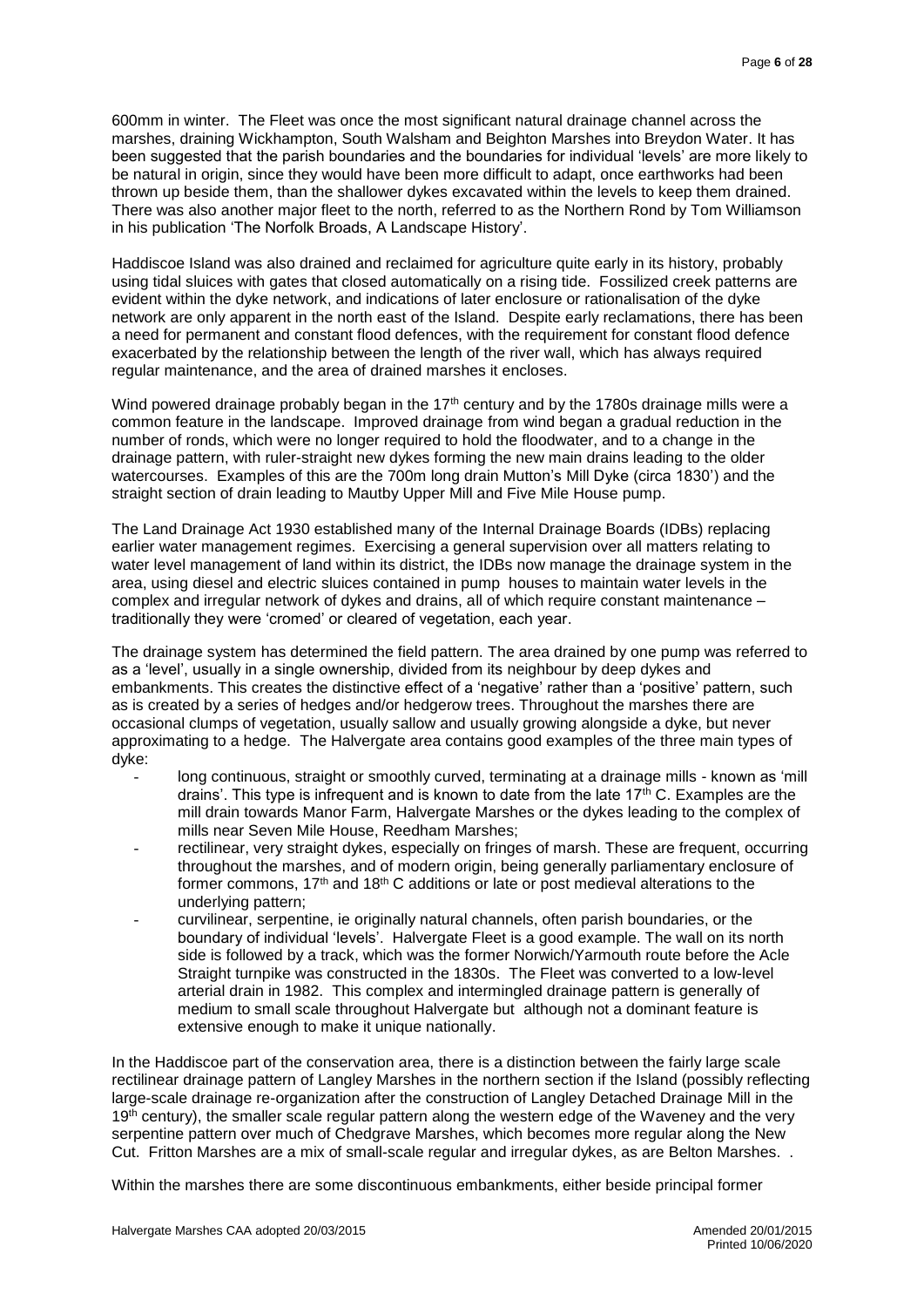600mm in winter. The Fleet was once the most significant natural drainage channel across the marshes, draining Wickhampton, South Walsham and Beighton Marshes into Breydon Water. It has been suggested that the parish boundaries and the boundaries for individual 'levels' are more likely to be natural in origin, since they would have been more difficult to adapt, once earthworks had been thrown up beside them, than the shallower dykes excavated within the levels to keep them drained. There was also another major fleet to the north, referred to as the Northern Rond by Tom Williamson in his publication 'The Norfolk Broads, A Landscape History'.

Haddiscoe Island was also drained and reclaimed for agriculture quite early in its history, probably using tidal sluices with gates that closed automatically on a rising tide. Fossilized creek patterns are evident within the dyke network, and indications of later enclosure or rationalisation of the dyke network are only apparent in the north east of the Island. Despite early reclamations, there has been a need for permanent and constant flood defences, with the requirement for constant flood defence exacerbated by the relationship between the length of the river wall, which has always required regular maintenance, and the area of drained marshes it encloses.

Wind powered drainage probably began in the 17th century and by the 1780s drainage mills were a common feature in the landscape. Improved drainage from wind began a gradual reduction in the number of ronds, which were no longer required to hold the floodwater, and to a change in the drainage pattern, with ruler-straight new dykes forming the new main drains leading to the older watercourses. Examples of this are the 700m long drain Mutton's Mill Dyke (circa 1830') and the straight section of drain leading to Mautby Upper Mill and Five Mile House pump.

The Land Drainage Act 1930 established many of the Internal Drainage Boards (IDBs) replacing earlier water management regimes. Exercising a general supervision over all matters relating to water level management of land within its district, the IDBs now manage the drainage system in the area, using diesel and electric sluices contained in pump houses to maintain water levels in the complex and irregular network of dykes and drains, all of which require constant maintenance – traditionally they were 'cromed' or cleared of vegetation, each year.

The drainage system has determined the field pattern. The area drained by one pump was referred to as a 'level', usually in a single ownership, divided from its neighbour by deep dykes and embankments. This creates the distinctive effect of a 'negative' rather than a 'positive' pattern, such as is created by a series of hedges and/or hedgerow trees. Throughout the marshes there are occasional clumps of vegetation, usually sallow and usually growing alongside a dyke, but never approximating to a hedge. The Halvergate area contains good examples of the three main types of dyke:

- long continuous, straight or smoothly curved, terminating at a drainage mills - known as 'mill drains'. This type is infrequent and is known to date from the late 17th C. Examples are the mill drain towards Manor Farm, Halvergate Marshes or the dykes leading to the complex of mills near Seven Mile House, Reedham Marshes;
- rectilinear, very straight dykes, especially on fringes of marsh. These are frequent, occurring throughout the marshes, and of modern origin, being generally parliamentary enclosure of former commons, 17th and 18th C additions or late or post medieval alterations to the underlying pattern;
- curvilinear, serpentine, ie originally natural channels, often parish boundaries, or the boundary of individual 'levels'. Halvergate Fleet is a good example. The wall on its north side is followed by a track, which was the former Norwich/Yarmouth route before the Acle Straight turnpike was constructed in the 1830s. The Fleet was converted to a low-level arterial drain in 1982. This complex and intermingled drainage pattern is generally of medium to small scale throughout Halvergate but although not a dominant feature is extensive enough to make it unique nationally.

In the Haddiscoe part of the conservation area, there is a distinction between the fairly large scale rectilinear drainage pattern of Langley Marshes in the northern section if the Island (possibly reflecting large-scale drainage re-organization after the construction of Langley Detached Drainage Mill in the 19th century), the smaller scale regular pattern along the western edge of the Waveney and the very serpentine pattern over much of Chedgrave Marshes, which becomes more regular along the New Cut. Fritton Marshes are a mix of small-scale regular and irregular dykes, as are Belton Marshes. .

Within the marshes there are some discontinuous embankments, either beside principal former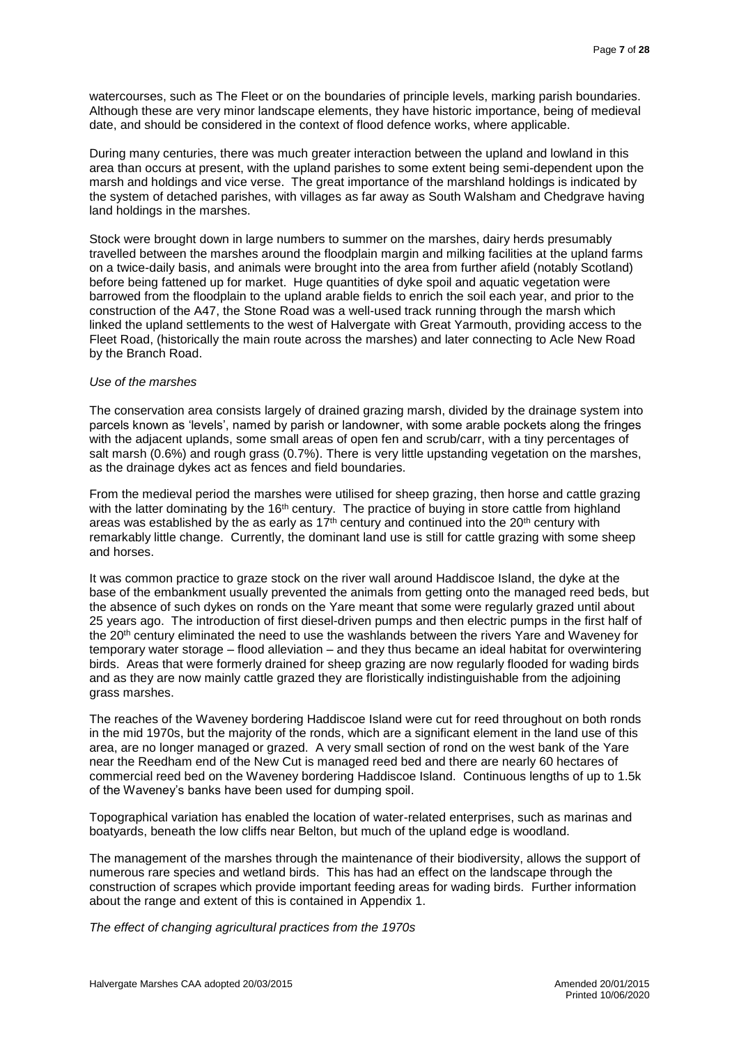watercourses, such as The Fleet or on the boundaries of principle levels, marking parish boundaries. Although these are very minor landscape elements, they have historic importance, being of medieval date, and should be considered in the context of flood defence works, where applicable.

During many centuries, there was much greater interaction between the upland and lowland in this area than occurs at present, with the upland parishes to some extent being semi-dependent upon the marsh and holdings and vice verse. The great importance of the marshland holdings is indicated by the system of detached parishes, with villages as far away as South Walsham and Chedgrave having land holdings in the marshes.

Stock were brought down in large numbers to summer on the marshes, dairy herds presumably travelled between the marshes around the floodplain margin and milking facilities at the upland farms on a twice-daily basis, and animals were brought into the area from further afield (notably Scotland) before being fattened up for market. Huge quantities of dyke spoil and aquatic vegetation were barrowed from the floodplain to the upland arable fields to enrich the soil each year, and prior to the construction of the A47, the Stone Road was a well-used track running through the marsh which linked the upland settlements to the west of Halvergate with Great Yarmouth, providing access to the Fleet Road, (historically the main route across the marshes) and later connecting to Acle New Road by the Branch Road.

*Use of the marshes*

The conservation area consists largely of drained grazing marsh, divided by the drainage system into parcels known as 'levels', named by parish or landowner, with some arable pockets along the fringes with the adjacent uplands, some small areas of open fen and scrub/carr, with a tiny percentages of salt marsh (0.6%) and rough grass (0.7%). There is very little upstanding vegetation on the marshes, as the drainage dykes act as fences and field boundaries.

From the medieval period the marshes were utilised for sheep grazing, then horse and cattle grazing with the latter dominating by the 16th century. The practice of buying in store cattle from highland areas was established by the as early as 17th century and continued into the 20th century with remarkably little change. Currently, the dominant land use is still for cattle grazing with some sheep and horses.

It was common practice to graze stock on the river wall around Haddiscoe Island, the dyke at the base of the embankment usually prevented the animals from getting onto the managed reed beds, but the absence of such dykes on ronds on the Yare meant that some were regularly grazed until about 25 years ago. The introduction of first diesel-driven pumps and then electric pumps in the first half of the 20th century eliminated the need to use the washlands between the rivers Yare and Waveney for temporary water storage – flood alleviation – and they thus became an ideal habitat for overwintering birds. Areas that were formerly drained for sheep grazing are now regularly flooded for wading birds and as they are now mainly cattle grazed they are floristically indistinguishable from the adjoining grass marshes.

The reaches of the Waveney bordering Haddiscoe Island were cut for reed throughout on both ronds in the mid 1970s, but the majority of the ronds, which are a significant element in the land use of this area, are no longer managed or grazed. A very small section of rond on the west bank of the Yare near the Reedham end of the New Cut is managed reed bed and there are nearly 60 hectares of commercial reed bed on the Waveney bordering Haddiscoe Island. Continuous lengths of up to 1.5k of the Waveney's banks have been used for dumping spoil.

Topographical variation has enabled the location of water-related enterprises, such as marinas and boatyards, beneath the low cliffs near Belton, but much of the upland edge is woodland.

The management of the marshes through the maintenance of their biodiversity, allows the support of numerous rare species and wetland birds. This has had an effect on the landscape through the construction of scrapes which provide important feeding areas for wading birds. Further information about the range and extent of this is contained in Appendix 1.

*The effect of changing agricultural practices from the 1970s*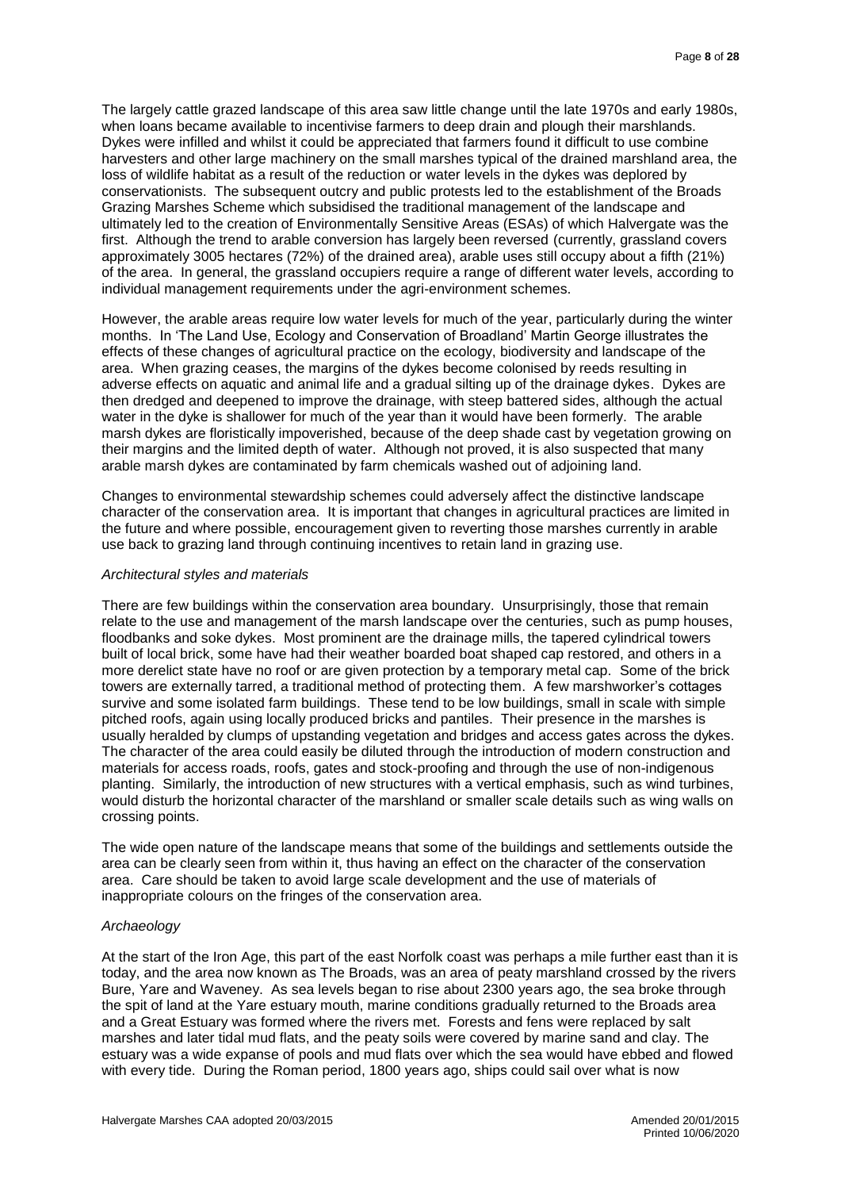The largely cattle grazed landscape of this area saw little change until the late 1970s and early 1980s, when loans became available to incentivise farmers to deep drain and plough their marshlands. Dykes were infilled and whilst it could be appreciated that farmers found it difficult to use combine harvesters and other large machinery on the small marshes typical of the drained marshland area, the loss of wildlife habitat as a result of the reduction or water levels in the dykes was deplored by conservationists. The subsequent outcry and public protests led to the establishment of the Broads Grazing Marshes Scheme which subsidised the traditional management of the landscape and ultimately led to the creation of Environmentally Sensitive Areas (ESAs) of which Halvergate was the first. Although the trend to arable conversion has largely been reversed (currently, grassland covers approximately 3005 hectares (72%) of the drained area), arable uses still occupy about a fifth (21%) of the area. In general, the grassland occupiers require a range of different water levels, according to individual management requirements under the agri-environment schemes.

However, the arable areas require low water levels for much of the year, particularly during the winter months. In 'The Land Use, Ecology and Conservation of Broadland' Martin George illustrates the effects of these changes of agricultural practice on the ecology, biodiversity and landscape of the area. When grazing ceases, the margins of the dykes become colonised by reeds resulting in adverse effects on aquatic and animal life and a gradual silting up of the drainage dykes. Dykes are then dredged and deepened to improve the drainage, with steep battered sides, although the actual water in the dyke is shallower for much of the year than it would have been formerly. The arable marsh dykes are floristically impoverished, because of the deep shade cast by vegetation growing on their margins and the limited depth of water. Although not proved, it is also suspected that many arable marsh dykes are contaminated by farm chemicals washed out of adjoining land.

Changes to environmental stewardship schemes could adversely affect the distinctive landscape character of the conservation area. It is important that changes in agricultural practices are limited in the future and where possible, encouragement given to reverting those marshes currently in arable use back to grazing land through continuing incentives to retain land in grazing use.

*Architectural styles and materials*

There are few buildings within the conservation area boundary. Unsurprisingly, those that remain relate to the use and management of the marsh landscape over the centuries, such as pump houses, floodbanks and soke dykes. Most prominent are the drainage mills, the tapered cylindrical towers built of local brick, some have had their weather boarded boat shaped cap restored, and others in a more derelict state have no roof or are given protection by a temporary metal cap. Some of the brick towers are externally tarred, a traditional method of protecting them. A few marshworker's cottages survive and some isolated farm buildings. These tend to be low buildings, small in scale with simple pitched roofs, again using locally produced bricks and pantiles. Their presence in the marshes is usually heralded by clumps of upstanding vegetation and bridges and access gates across the dykes. The character of the area could easily be diluted through the introduction of modern construction and materials for access roads, roofs, gates and stock-proofing and through the use of non-indigenous planting. Similarly, the introduction of new structures with a vertical emphasis, such as wind turbines, would disturb the horizontal character of the marshland or smaller scale details such as wing walls on crossing points.

The wide open nature of the landscape means that some of the buildings and settlements outside the area can be clearly seen from within it, thus having an effect on the character of the conservation area. Care should be taken to avoid large scale development and the use of materials of inappropriate colours on the fringes of the conservation area.

*Archaeology*

At the start of the Iron Age, this part of the east Norfolk coast was perhaps a mile further east than it is today, and the area now known as The Broads, was an area of peaty marshland crossed by the rivers Bure, Yare and Waveney. As sea levels began to rise about 2300 years ago, the sea broke through the spit of land at the Yare estuary mouth, marine conditions gradually returned to the Broads area and a Great Estuary was formed where the rivers met. Forests and fens were replaced by salt marshes and later tidal mud flats, and the peaty soils were covered by marine sand and clay. The estuary was a wide expanse of pools and mud flats over which the sea would have ebbed and flowed with every tide. During the Roman period, 1800 years ago, ships could sail over what is now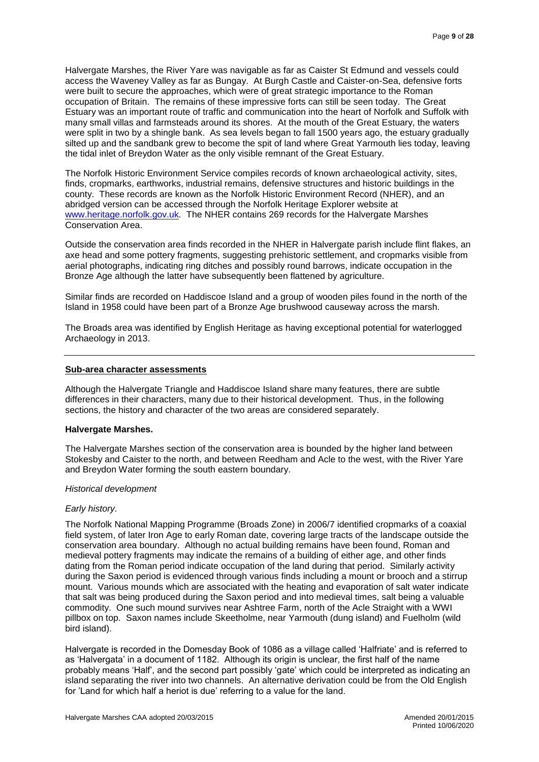Halvergate Marshes, the River Yare was navigable as far as Caister St Edmund and vessels could access the Waveney Valley as far as Bungay. At Burgh Castle and Caister-on-Sea, defensive forts were built to secure the approaches, which were of great strategic importance to the Roman occupation of Britain. The remains of these impressive forts can still be seen today. The Great Estuary was an important route of traffic and communication into the heart of Norfolk and Suffolk with many small villas and farmsteads around its shores. At the mouth of the Great Estuary, the waters were split in two by a shingle bank. As sea levels began to fall 1500 years ago, the estuary gradually silted up and the sandbank grew to become the spit of land where Great Yarmouth lies today, leaving the tidal inlet of Breydon Water as the only visible remnant of the Great Estuary.

The Norfolk Historic Environment Service compiles records of known archaeological activity, sites, finds, cropmarks, earthworks, industrial remains, defensive structures and historic buildings in the county. These records are known as the Norfolk Historic Environment Record (NHER), and an abridged version can be accessed through the Norfolk Heritage Explorer website at www.heritage.norfolk.gov.uk. The NHER contains 269 records for the Halvergate Marshes Conservation Area.

Outside the conservation area finds recorded in the NHER in Halvergate parish include flint flakes, an axe head and some pottery fragments, suggesting prehistoric settlement, and cropmarks visible from aerial photographs, indicating ring ditches and possibly round barrows, indicate occupation in the Bronze Age although the latter have subsequently been flattened by agriculture.

Similar finds are recorded on Haddiscoe Island and a group of wooden piles found in the north of the Island in 1958 could have been part of a Bronze Age brushwood causeway across the marsh.

The Broads area was identified by English Heritage as having exceptional potential for waterlogged Archaeology in 2013.

---

## Sub-area character assessments

Although the Halvergate Triangle and Haddiscoe Island share many features, there are subtle differences in their characters, many due to their historical development. Thus, in the following sections, the history and character of the two areas are considered separately.

### Halvergate Marshes.

The Halvergate Marshes section of the conservation area is bounded by the higher land between Stokesby and Caister to the north, and between Reedham and Acle to the west, with the River Yare and Breydon Water forming the south eastern boundary.

*Historical development*

*Early history.*

The Norfolk National Mapping Programme (Broads Zone) in 2006/7 identified cropmarks of a coaxial field system, of later Iron Age to early Roman date, covering large tracts of the landscape outside the conservation area boundary. Although no actual building remains have been found, Roman and medieval pottery fragments may indicate the remains of a building of either age, and other finds dating from the Roman period indicate occupation of the land during that period. Similarly activity during the Saxon period is evidenced through various finds including a mount or brooch and a stirrup mount. Various mounds which are associated with the heating and evaporation of salt water indicate that salt was being produced during the Saxon period and into medieval times, salt being a valuable commodity. One such mound survives near Ashtree Farm, north of the Acle Straight with a WWI pillbox on top. Saxon names include Skeetholme, near Yarmouth (dung island) and Fuelholm (wild bird island).

Halvergate is recorded in the Domesday Book of 1086 as a village called 'Halfriate' and is referred to as 'Halvergata' in a document of 1182. Although its origin is unclear, the first half of the name probably means 'Half', and the second part possibly 'gate' which could be interpreted as indicating an island separating the river into two channels. An alternative derivation could be from the Old English for 'Land for which half a heriot is due' referring to a value for the land.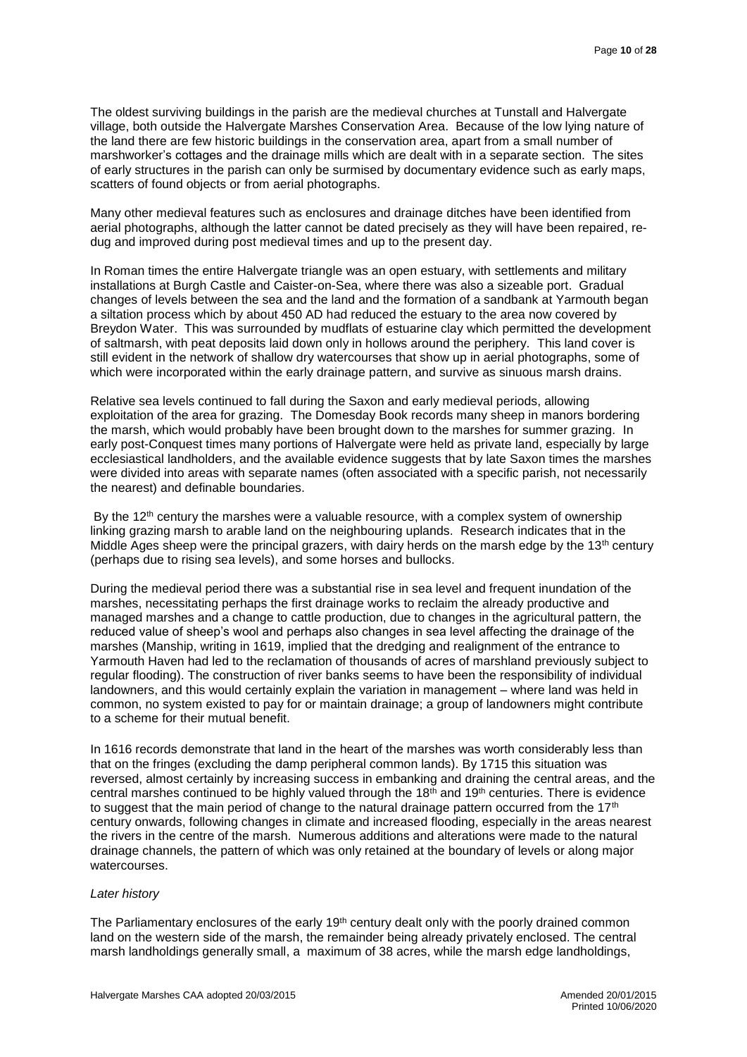The oldest surviving buildings in the parish are the medieval churches at Tunstall and Halvergate village, both outside the Halvergate Marshes Conservation Area. Because of the low lying nature of the land there are few historic buildings in the conservation area, apart from a small number of marshworker's cottages and the drainage mills which are dealt with in a separate section. The sites of early structures in the parish can only be surmised by documentary evidence such as early maps, scatters of found objects or from aerial photographs.

Many other medieval features such as enclosures and drainage ditches have been identified from aerial photographs, although the latter cannot be dated precisely as they will have been repaired, re-dug and improved during post medieval times and up to the present day.

In Roman times the entire Halvergate triangle was an open estuary, with settlements and military installations at Burgh Castle and Caister-on-Sea, where there was also a sizeable port. Gradual changes of levels between the sea and the land and the formation of a sandbank at Yarmouth began a siltation process which by about 450 AD had reduced the estuary to the area now covered by Breydon Water. This was surrounded by mudflats of estuarine clay which permitted the development of saltmarsh, with peat deposits laid down only in hollows around the periphery. This land cover is still evident in the network of shallow dry watercourses that show up in aerial photographs, some of which were incorporated within the early drainage pattern, and survive as sinuous marsh drains.

Relative sea levels continued to fall during the Saxon and early medieval periods, allowing exploitation of the area for grazing. The Domesday Book records many sheep in manors bordering the marsh, which would probably have been brought down to the marshes for summer grazing. In early post-Conquest times many portions of Halvergate were held as private land, especially by large ecclesiastical landholders, and the available evidence suggests that by late Saxon times the marshes were divided into areas with separate names (often associated with a specific parish, not necessarily the nearest) and definable boundaries.

By the 12th century the marshes were a valuable resource, with a complex system of ownership linking grazing marsh to arable land on the neighbouring uplands. Research indicates that in the Middle Ages sheep were the principal grazers, with dairy herds on the marsh edge by the 13th century (perhaps due to rising sea levels), and some horses and bullocks.

During the medieval period there was a substantial rise in sea level and frequent inundation of the marshes, necessitating perhaps the first drainage works to reclaim the already productive and managed marshes and a change to cattle production, due to changes in the agricultural pattern, the reduced value of sheep's wool and perhaps also changes in sea level affecting the drainage of the marshes (Manship, writing in 1619, implied that the dredging and realignment of the entrance to Yarmouth Haven had led to the reclamation of thousands of acres of marshland previously subject to regular flooding). The construction of river banks seems to have been the responsibility of individual landowners, and this would certainly explain the variation in management – where land was held in common, no system existed to pay for or maintain drainage; a group of landowners might contribute to a scheme for their mutual benefit.

In 1616 records demonstrate that land in the heart of the marshes was worth considerably less than that on the fringes (excluding the damp peripheral common lands). By 1715 this situation was reversed, almost certainly by increasing success in embanking and draining the central areas, and the central marshes continued to be highly valued through the 18th and 19th centuries. There is evidence to suggest that the main period of change to the natural drainage pattern occurred from the 17th century onwards, following changes in climate and increased flooding, especially in the areas nearest the rivers in the centre of the marsh. Numerous additions and alterations were made to the natural drainage channels, the pattern of which was only retained at the boundary of levels or along major watercourses.

*Later history*

The Parliamentary enclosures of the early 19th century dealt only with the poorly drained common land on the western side of the marsh, the remainder being already privately enclosed. The central marsh landholdings generally small, a maximum of 38 acres, while the marsh edge landholdings,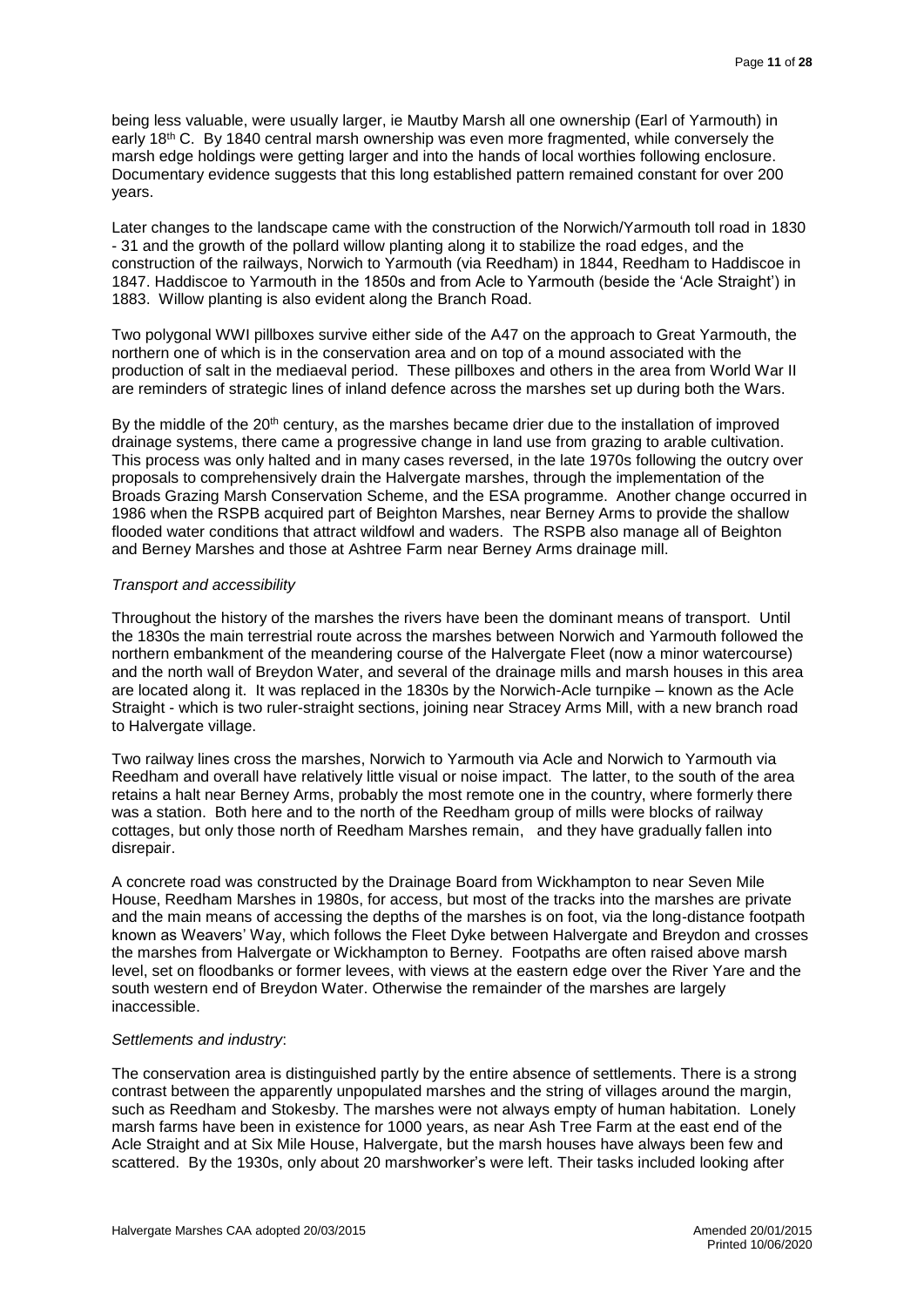being less valuable, were usually larger, ie Mautby Marsh all one ownership (Earl of Yarmouth) in early 18th C. By 1840 central marsh ownership was even more fragmented, while conversely the marsh edge holdings were getting larger and into the hands of local worthies following enclosure. Documentary evidence suggests that this long established pattern remained constant for over 200 years.

Later changes to the landscape came with the construction of the Norwich/Yarmouth toll road in 1830 - 31 and the growth of the pollard willow planting along it to stabilize the road edges, and the construction of the railways, Norwich to Yarmouth (via Reedham) in 1844, Reedham to Haddiscoe in 1847. Haddiscoe to Yarmouth in the 1850s and from Acle to Yarmouth (beside the 'Acle Straight') in 1883. Willow planting is also evident along the Branch Road.

Two polygonal WWI pillboxes survive either side of the A47 on the approach to Great Yarmouth, the northern one of which is in the conservation area and on top of a mound associated with the production of salt in the mediaeval period. These pillboxes and others in the area from World War II are reminders of strategic lines of inland defence across the marshes set up during both the Wars.

By the middle of the 20th century, as the marshes became drier due to the installation of improved drainage systems, there came a progressive change in land use from grazing to arable cultivation. This process was only halted and in many cases reversed, in the late 1970s following the outcry over proposals to comprehensively drain the Halvergate marshes, through the implementation of the Broads Grazing Marsh Conservation Scheme, and the ESA programme. Another change occurred in 1986 when the RSPB acquired part of Beighton Marshes, near Berney Arms to provide the shallow flooded water conditions that attract wildfowl and waders. The RSPB also manage all of Beighton and Berney Marshes and those at Ashtree Farm near Berney Arms drainage mill.

*Transport and accessibility*

Throughout the history of the marshes the rivers have been the dominant means of transport. Until the 1830s the main terrestrial route across the marshes between Norwich and Yarmouth followed the northern embankment of the meandering course of the Halvergate Fleet (now a minor watercourse) and the north wall of Breydon Water, and several of the drainage mills and marsh houses in this area are located along it. It was replaced in the 1830s by the Norwich-Acle turnpike – known as the Acle Straight - which is two ruler-straight sections, joining near Stracey Arms Mill, with a new branch road to Halvergate village.

Two railway lines cross the marshes, Norwich to Yarmouth via Acle and Norwich to Yarmouth via Reedham and overall have relatively little visual or noise impact. The latter, to the south of the area retains a halt near Berney Arms, probably the most remote one in the country, where formerly there was a station. Both here and to the north of the Reedham group of mills were blocks of railway cottages, but only those north of Reedham Marshes remain, and they have gradually fallen into disrepair.

A concrete road was constructed by the Drainage Board from Wickhampton to near Seven Mile House, Reedham Marshes in 1980s, for access, but most of the tracks into the marshes are private and the main means of accessing the depths of the marshes is on foot, via the long-distance footpath known as Weavers' Way, which follows the Fleet Dyke between Halvergate and Breydon and crosses the marshes from Halvergate or Wickhampton to Berney. Footpaths are often raised above marsh level, set on floodbanks or former levees, with views at the eastern edge over the River Yare and the south western end of Breydon Water. Otherwise the remainder of the marshes are largely inaccessible.

*Settlements and industry*:

The conservation area is distinguished partly by the entire absence of settlements. There is a strong contrast between the apparently unpopulated marshes and the string of villages around the margin, such as Reedham and Stokesby. The marshes were not always empty of human habitation. Lonely marsh farms have been in existence for 1000 years, as near Ash Tree Farm at the east end of the Acle Straight and at Six Mile House, Halvergate, but the marsh houses have always been few and scattered. By the 1930s, only about 20 marshworker's were left. Their tasks included looking after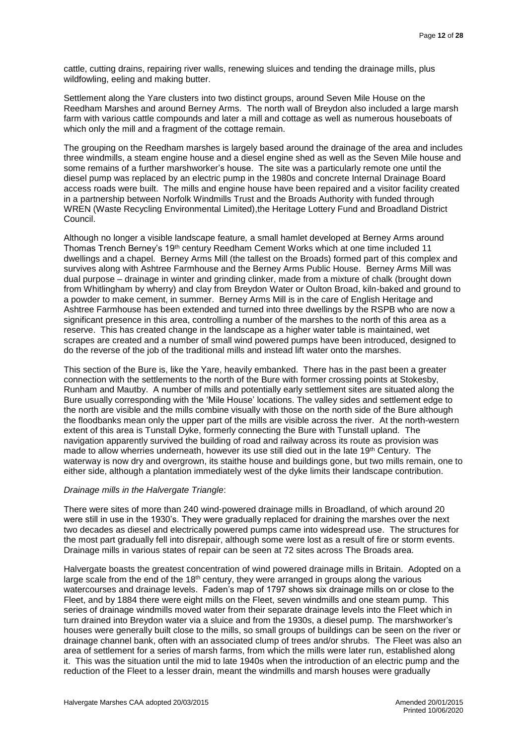cattle, cutting drains, repairing river walls, renewing sluices and tending the drainage mills, plus wildfowling, eeling and making butter.

Settlement along the Yare clusters into two distinct groups, around Seven Mile House on the Reedham Marshes and around Berney Arms. The north wall of Breydon also included a large marsh farm with various cattle compounds and later a mill and cottage as well as numerous houseboats of which only the mill and a fragment of the cottage remain.

The grouping on the Reedham marshes is largely based around the drainage of the area and includes three windmills, a steam engine house and a diesel engine shed as well as the Seven Mile house and some remains of a further marshworker's house. The site was a particularly remote one until the diesel pump was replaced by an electric pump in the 1980s and concrete Internal Drainage Board access roads were built. The mills and engine house have been repaired and a visitor facility created in a partnership between Norfolk Windmills Trust and the Broads Authority with funded through WREN (Waste Recycling Environmental Limited),the Heritage Lottery Fund and Broadland District Council.

Although no longer a visible landscape feature*,* a small hamlet developed at Berney Arms around Thomas Trench Berney's 19th century Reedham Cement Works which at one time included 11 dwellings and a chapel. Berney Arms Mill (the tallest on the Broads) formed part of this complex and survives along with Ashtree Farmhouse and the Berney Arms Public House. Berney Arms Mill was dual purpose – drainage in winter and grinding clinker, made from a mixture of chalk (brought down from Whitlingham by wherry) and clay from Breydon Water or Oulton Broad, kiln-baked and ground to a powder to make cement, in summer. Berney Arms Mill is in the care of English Heritage and Ashtree Farmhouse has been extended and turned into three dwellings by the RSPB who are now a significant presence in this area, controlling a number of the marshes to the north of this area as a reserve. This has created change in the landscape as a higher water table is maintained, wet scrapes are created and a number of small wind powered pumps have been introduced, designed to do the reverse of the job of the traditional mills and instead lift water onto the marshes.

This section of the Bure is, like the Yare, heavily embanked. There has in the past been a greater connection with the settlements to the north of the Bure with former crossing points at Stokesby, Runham and Mautby. A number of mills and potentially early settlement sites are situated along the Bure usually corresponding with the 'Mile House' locations. The valley sides and settlement edge to the north are visible and the mills combine visually with those on the north side of the Bure although the floodbanks mean only the upper part of the mills are visible across the river. At the north-western extent of this area is Tunstall Dyke, formerly connecting the Bure with Tunstall upland. The navigation apparently survived the building of road and railway across its route as provision was made to allow wherries underneath, however its use still died out in the late 19th Century. The waterway is now dry and overgrown, its staithe house and buildings gone, but two mills remain, one to either side, although a plantation immediately west of the dyke limits their landscape contribution.

*Drainage mills in the Halvergate Triangle*:

There were sites of more than 240 wind-powered drainage mills in Broadland, of which around 20 were still in use in the 1930's. They were gradually replaced for draining the marshes over the next two decades as diesel and electrically powered pumps came into widespread use. The structures for the most part gradually fell into disrepair, although some were lost as a result of fire or storm events. Drainage mills in various states of repair can be seen at 72 sites across The Broads area.

Halvergate boasts the greatest concentration of wind powered drainage mills in Britain. Adopted on a large scale from the end of the 18th century, they were arranged in groups along the various watercourses and drainage levels. Faden's map of 1797 shows six drainage mills on or close to the Fleet, and by 1884 there were eight mills on the Fleet, seven windmills and one steam pump. This series of drainage windmills moved water from their separate drainage levels into the Fleet which in turn drained into Breydon water via a sluice and from the 1930s, a diesel pump. The marshworker's houses were generally built close to the mills, so small groups of buildings can be seen on the river or drainage channel bank, often with an associated clump of trees and/or shrubs. The Fleet was also an area of settlement for a series of marsh farms, from which the mills were later run, established along it. This was the situation until the mid to late 1940s when the introduction of an electric pump and the reduction of the Fleet to a lesser drain, meant the windmills and marsh houses were gradually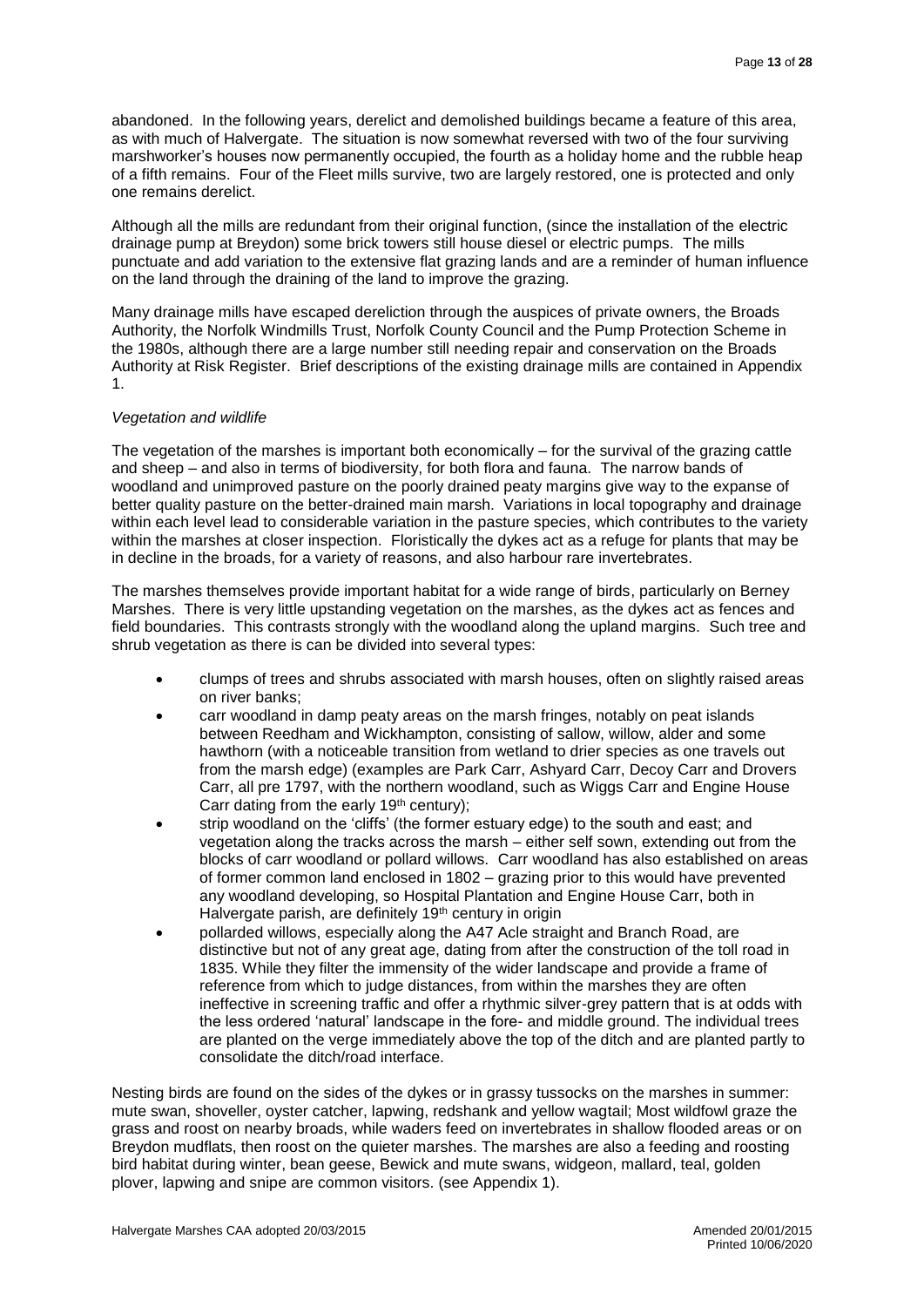abandoned. In the following years, derelict and demolished buildings became a feature of this area, as with much of Halvergate. The situation is now somewhat reversed with two of the four surviving marshworker's houses now permanently occupied, the fourth as a holiday home and the rubble heap of a fifth remains. Four of the Fleet mills survive, two are largely restored, one is protected and only one remains derelict.

Although all the mills are redundant from their original function, (since the installation of the electric drainage pump at Breydon) some brick towers still house diesel or electric pumps. The mills punctuate and add variation to the extensive flat grazing lands and are a reminder of human influence on the land through the draining of the land to improve the grazing.

Many drainage mills have escaped dereliction through the auspices of private owners, the Broads Authority, the Norfolk Windmills Trust, Norfolk County Council and the Pump Protection Scheme in the 1980s, although there are a large number still needing repair and conservation on the Broads Authority at Risk Register. Brief descriptions of the existing drainage mills are contained in Appendix 1.

*Vegetation and wildlife*

The vegetation of the marshes is important both economically – for the survival of the grazing cattle and sheep – and also in terms of biodiversity, for both flora and fauna. The narrow bands of woodland and unimproved pasture on the poorly drained peaty margins give way to the expanse of better quality pasture on the better-drained main marsh. Variations in local topography and drainage within each level lead to considerable variation in the pasture species, which contributes to the variety within the marshes at closer inspection. Floristically the dykes act as a refuge for plants that may be in decline in the broads, for a variety of reasons, and also harbour rare invertebrates.

The marshes themselves provide important habitat for a wide range of birds, particularly on Berney Marshes. There is very little upstanding vegetation on the marshes, as the dykes act as fences and field boundaries. This contrasts strongly with the woodland along the upland margins. Such tree and shrub vegetation as there is can be divided into several types:

- clumps of trees and shrubs associated with marsh houses, often on slightly raised areas on river banks;
- carr woodland in damp peaty areas on the marsh fringes, notably on peat islands between Reedham and Wickhampton, consisting of sallow, willow, alder and some hawthorn (with a noticeable transition from wetland to drier species as one travels out from the marsh edge) (examples are Park Carr, Ashyard Carr, Decoy Carr and Drovers Carr, all pre 1797, with the northern woodland, such as Wiggs Carr and Engine House Carr dating from the early 19th century);
- strip woodland on the 'cliffs' (the former estuary edge) to the south and east; and vegetation along the tracks across the marsh – either self sown, extending out from the blocks of carr woodland or pollard willows. Carr woodland has also established on areas of former common land enclosed in 1802 – grazing prior to this would have prevented any woodland developing, so Hospital Plantation and Engine House Carr, both in Halvergate parish, are definitely 19th century in origin
- pollarded willows, especially along the A47 Acle straight and Branch Road, are distinctive but not of any great age, dating from after the construction of the toll road in 1835. While they filter the immensity of the wider landscape and provide a frame of reference from which to judge distances, from within the marshes they are often ineffective in screening traffic and offer a rhythmic silver-grey pattern that is at odds with the less ordered 'natural' landscape in the fore- and middle ground. The individual trees are planted on the verge immediately above the top of the ditch and are planted partly to consolidate the ditch/road interface.

Nesting birds are found on the sides of the dykes or in grassy tussocks on the marshes in summer: mute swan, shoveller, oyster catcher, lapwing, redshank and yellow wagtail; Most wildfowl graze the grass and roost on nearby broads, while waders feed on invertebrates in shallow flooded areas or on Breydon mudflats, then roost on the quieter marshes. The marshes are also a feeding and roosting bird habitat during winter, bean geese, Bewick and mute swans, widgeon, mallard, teal, golden plover, lapwing and snipe are common visitors. (see Appendix 1).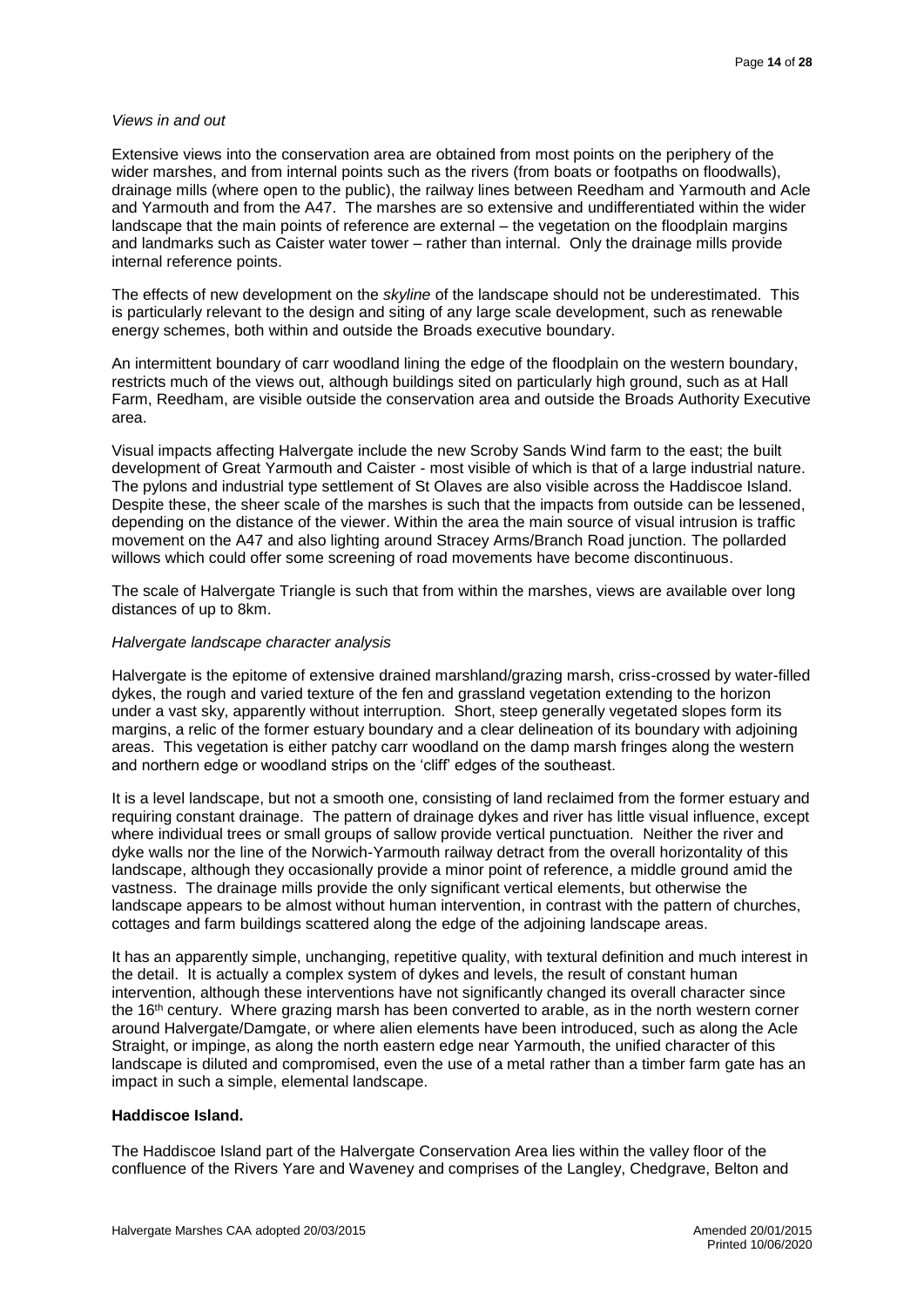*Views in and out*

Extensive views into the conservation area are obtained from most points on the periphery of the wider marshes, and from internal points such as the rivers (from boats or footpaths on floodwalls), drainage mills (where open to the public), the railway lines between Reedham and Yarmouth and Acle and Yarmouth and from the A47. The marshes are so extensive and undifferentiated within the wider landscape that the main points of reference are external – the vegetation on the floodplain margins and landmarks such as Caister water tower – rather than internal. Only the drainage mills provide internal reference points.

The effects of new development on the *skyline* of the landscape should not be underestimated. This is particularly relevant to the design and siting of any large scale development, such as renewable energy schemes, both within and outside the Broads executive boundary.

An intermittent boundary of carr woodland lining the edge of the floodplain on the western boundary, restricts much of the views out, although buildings sited on particularly high ground, such as at Hall Farm, Reedham, are visible outside the conservation area and outside the Broads Authority Executive area.

Visual impacts affecting Halvergate include the new Scroby Sands Wind farm to the east; the built development of Great Yarmouth and Caister - most visible of which is that of a large industrial nature. The pylons and industrial type settlement of St Olaves are also visible across the Haddiscoe Island. Despite these, the sheer scale of the marshes is such that the impacts from outside can be lessened, depending on the distance of the viewer. Within the area the main source of visual intrusion is traffic movement on the A47 and also lighting around Stracey Arms/Branch Road junction. The pollarded willows which could offer some screening of road movements have become discontinuous.

The scale of Halvergate Triangle is such that from within the marshes, views are available over long distances of up to 8km.

*Halvergate landscape character analysis*

Halvergate is the epitome of extensive drained marshland/grazing marsh, criss-crossed by water-filled dykes, the rough and varied texture of the fen and grassland vegetation extending to the horizon under a vast sky, apparently without interruption. Short, steep generally vegetated slopes form its margins, a relic of the former estuary boundary and a clear delineation of its boundary with adjoining areas. This vegetation is either patchy carr woodland on the damp marsh fringes along the western and northern edge or woodland strips on the 'cliff' edges of the southeast.

It is a level landscape, but not a smooth one, consisting of land reclaimed from the former estuary and requiring constant drainage. The pattern of drainage dykes and river has little visual influence, except where individual trees or small groups of sallow provide vertical punctuation. Neither the river and dyke walls nor the line of the Norwich-Yarmouth railway detract from the overall horizontality of this landscape, although they occasionally provide a minor point of reference, a middle ground amid the vastness. The drainage mills provide the only significant vertical elements, but otherwise the landscape appears to be almost without human intervention, in contrast with the pattern of churches, cottages and farm buildings scattered along the edge of the adjoining landscape areas.

It has an apparently simple, unchanging, repetitive quality, with textural definition and much interest in the detail. It is actually a complex system of dykes and levels, the result of constant human intervention, although these interventions have not significantly changed its overall character since the 16th century. Where grazing marsh has been converted to arable, as in the north western corner around Halvergate/Damgate, or where alien elements have been introduced, such as along the Acle Straight, or impinge, as along the north eastern edge near Yarmouth, the unified character of this landscape is diluted and compromised, even the use of a metal rather than a timber farm gate has an impact in such a simple, elemental landscape.

**Haddiscoe Island.**

The Haddiscoe Island part of the Halvergate Conservation Area lies within the valley floor of the confluence of the Rivers Yare and Waveney and comprises of the Langley, Chedgrave, Belton and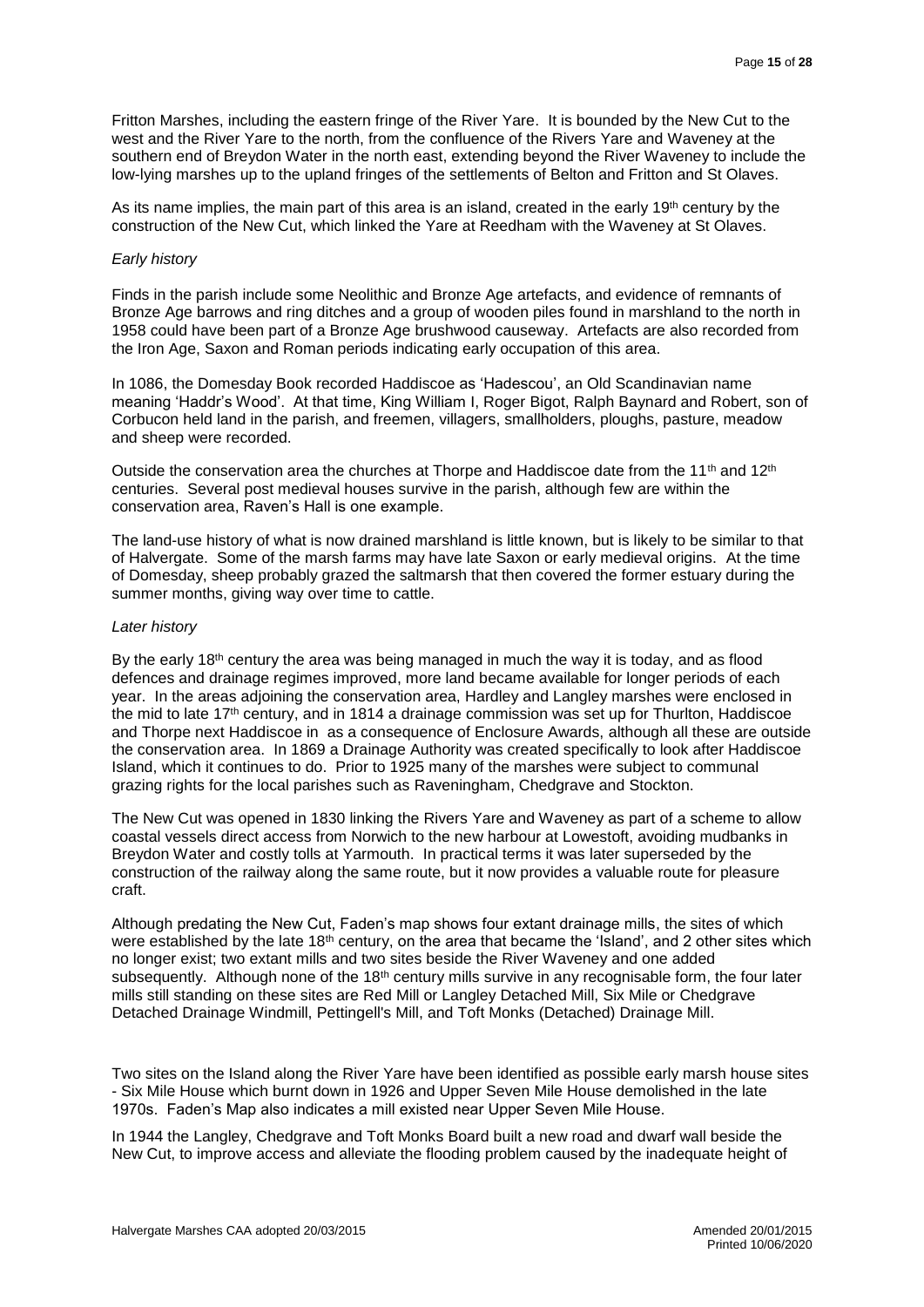Fritton Marshes, including the eastern fringe of the River Yare. It is bounded by the New Cut to the west and the River Yare to the north, from the confluence of the Rivers Yare and Waveney at the southern end of Breydon Water in the north east, extending beyond the River Waveney to include the low-lying marshes up to the upland fringes of the settlements of Belton and Fritton and St Olaves.

As its name implies, the main part of this area is an island, created in the early 19th century by the construction of the New Cut, which linked the Yare at Reedham with the Waveney at St Olaves.

*Early history*

Finds in the parish include some Neolithic and Bronze Age artefacts, and evidence of remnants of Bronze Age barrows and ring ditches and a group of wooden piles found in marshland to the north in 1958 could have been part of a Bronze Age brushwood causeway. Artefacts are also recorded from the Iron Age, Saxon and Roman periods indicating early occupation of this area.

In 1086, the Domesday Book recorded Haddiscoe as 'Hadescou', an Old Scandinavian name meaning 'Haddr's Wood'. At that time, King William I, Roger Bigot, Ralph Baynard and Robert, son of Corbucon held land in the parish, and freemen, villagers, smallholders, ploughs, pasture, meadow and sheep were recorded.

Outside the conservation area the churches at Thorpe and Haddiscoe date from the 11th and 12th centuries. Several post medieval houses survive in the parish, although few are within the conservation area, Raven's Hall is one example.

The land-use history of what is now drained marshland is little known, but is likely to be similar to that of Halvergate. Some of the marsh farms may have late Saxon or early medieval origins. At the time of Domesday, sheep probably grazed the saltmarsh that then covered the former estuary during the summer months, giving way over time to cattle.

*Later history*

By the early 18th century the area was being managed in much the way it is today, and as flood defences and drainage regimes improved, more land became available for longer periods of each year. In the areas adjoining the conservation area, Hardley and Langley marshes were enclosed in the mid to late 17th century, and in 1814 a drainage commission was set up for Thurlton, Haddiscoe and Thorpe next Haddiscoe in as a consequence of Enclosure Awards, although all these are outside the conservation area. In 1869 a Drainage Authority was created specifically to look after Haddiscoe Island, which it continues to do. Prior to 1925 many of the marshes were subject to communal grazing rights for the local parishes such as Raveningham, Chedgrave and Stockton.

The New Cut was opened in 1830 linking the Rivers Yare and Waveney as part of a scheme to allow coastal vessels direct access from Norwich to the new harbour at Lowestoft, avoiding mudbanks in Breydon Water and costly tolls at Yarmouth. In practical terms it was later superseded by the construction of the railway along the same route, but it now provides a valuable route for pleasure craft.

Although predating the New Cut, Faden's map shows four extant drainage mills, the sites of which were established by the late 18th century, on the area that became the 'Island', and 2 other sites which no longer exist; two extant mills and two sites beside the River Waveney and one added subsequently. Although none of the 18th century mills survive in any recognisable form, the four later mills still standing on these sites are Red Mill or Langley Detached Mill, Six Mile or Chedgrave Detached Drainage Windmill, Pettingell's Mill, and Toft Monks (Detached) Drainage Mill.

Two sites on the Island along the River Yare have been identified as possible early marsh house sites - Six Mile House which burnt down in 1926 and Upper Seven Mile House demolished in the late 1970s. Faden's Map also indicates a mill existed near Upper Seven Mile House.

In 1944 the Langley, Chedgrave and Toft Monks Board built a new road and dwarf wall beside the New Cut, to improve access and alleviate the flooding problem caused by the inadequate height of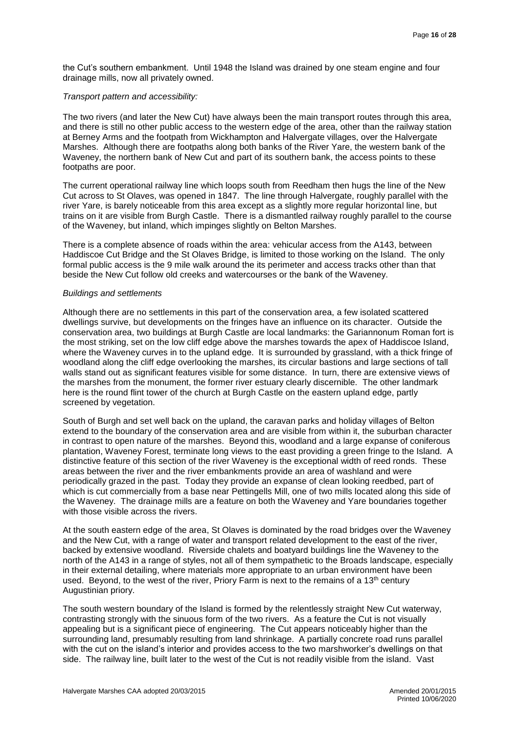the Cut's southern embankment. Until 1948 the Island was drained by one steam engine and four drainage mills, now all privately owned.

*Transport pattern and accessibility:*

The two rivers (and later the New Cut) have always been the main transport routes through this area, and there is still no other public access to the western edge of the area, other than the railway station at Berney Arms and the footpath from Wickhampton and Halvergate villages, over the Halvergate Marshes. Although there are footpaths along both banks of the River Yare, the western bank of the Waveney, the northern bank of New Cut and part of its southern bank, the access points to these footpaths are poor.

The current operational railway line which loops south from Reedham then hugs the line of the New Cut across to St Olaves, was opened in 1847. The line through Halvergate, roughly parallel with the river Yare, is barely noticeable from this area except as a slightly more regular horizontal line, but trains on it are visible from Burgh Castle. There is a dismantled railway roughly parallel to the course of the Waveney, but inland, which impinges slightly on Belton Marshes.

There is a complete absence of roads within the area: vehicular access from the A143, between Haddiscoe Cut Bridge and the St Olaves Bridge, is limited to those working on the Island. The only formal public access is the 9 mile walk around the its perimeter and access tracks other than that beside the New Cut follow old creeks and watercourses or the bank of the Waveney.

*Buildings and settlements*

Although there are no settlements in this part of the conservation area, a few isolated scattered dwellings survive, but developments on the fringes have an influence on its character. Outside the conservation area, two buildings at Burgh Castle are local landmarks: the Gariannonum Roman fort is the most striking, set on the low cliff edge above the marshes towards the apex of Haddiscoe Island, where the Waveney curves in to the upland edge. It is surrounded by grassland, with a thick fringe of woodland along the cliff edge overlooking the marshes, its circular bastions and large sections of tall walls stand out as significant features visible for some distance. In turn, there are extensive views of the marshes from the monument, the former river estuary clearly discernible. The other landmark here is the round flint tower of the church at Burgh Castle on the eastern upland edge, partly screened by vegetation.

South of Burgh and set well back on the upland, the caravan parks and holiday villages of Belton extend to the boundary of the conservation area and are visible from within it, the suburban character in contrast to open nature of the marshes. Beyond this, woodland and a large expanse of coniferous plantation, Waveney Forest, terminate long views to the east providing a green fringe to the Island. A distinctive feature of this section of the river Waveney is the exceptional width of reed ronds. These areas between the river and the river embankments provide an expanse of washland and were periodically grazed in the past. Today they provide an expanse of clean looking reedbed, part of which is cut commercially from a base near Pettingells Mill, one of two mills located along this side of the Waveney. The drainage mills are a feature on both the Waveney and Yare boundaries together with those visible across the rivers.

At the south eastern edge of the area, St Olaves is dominated by the road bridges over the Waveney and the New Cut, with a range of water and transport related development to the east of the river, backed by extensive woodland. Riverside chalets and boatyard buildings line the Waveney to the north of the A143 in a range of styles, not all of them sympathetic to the Broads landscape, especially in their external detailing, where materials more appropriate to an urban environment have been used. Beyond, to the west of the river, Priory Farm is next to the remains of a 13th century Augustinian priory.

The south western boundary of the Island is formed by the relentlessly straight New Cut waterway, contrasting strongly with the sinuous form of the two rivers. As a feature the Cut is not visually appealing but is a significant piece of engineering. The Cut appears noticeably higher than the surrounding land, presumably resulting from land shrinkage. A partially concrete road runs parallel with the cut on the island's interior and provides access to the two marshworker's dwellings on that side. The railway line, built later to the west of the Cut is not readily visible from the island. Vast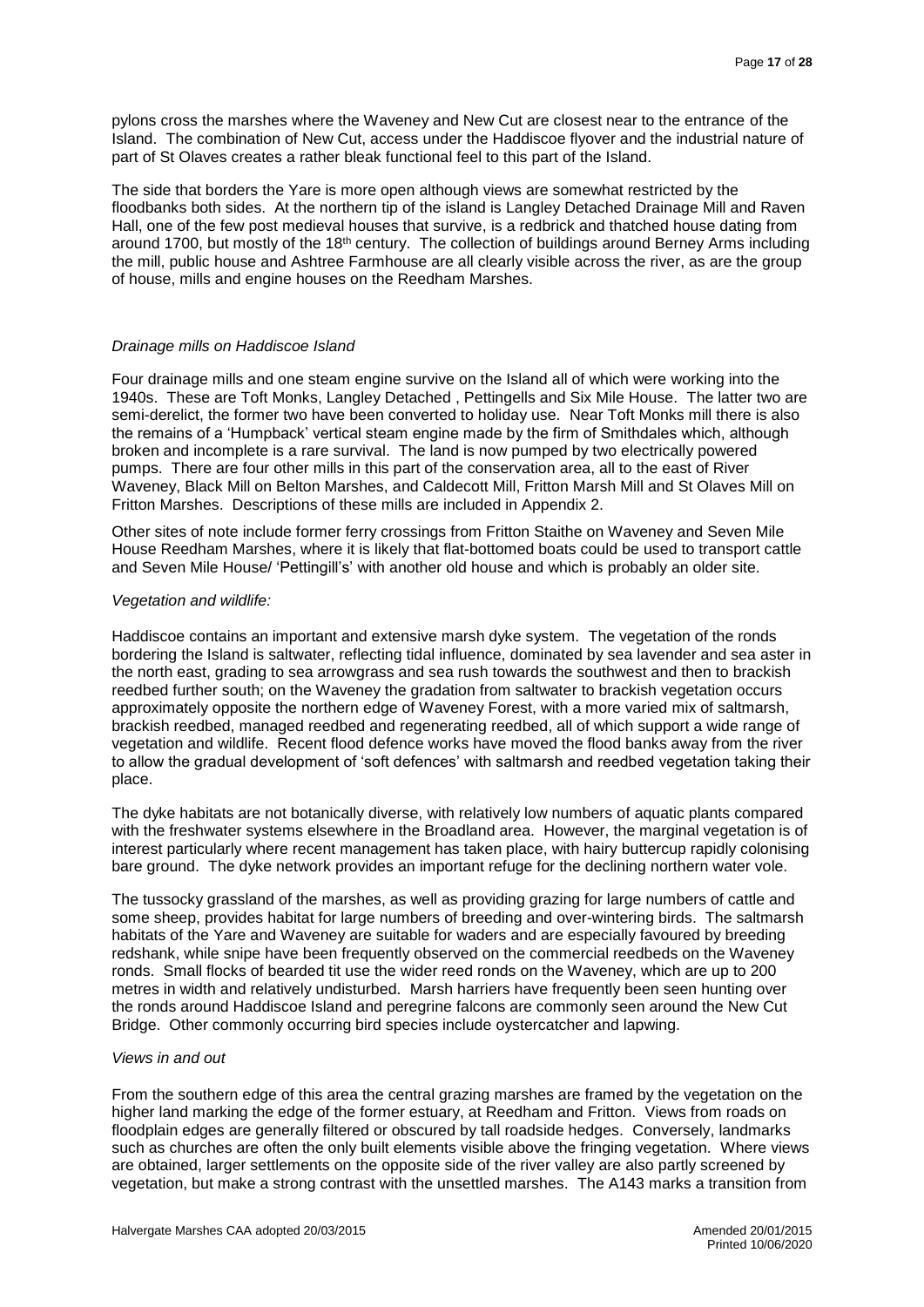pylons cross the marshes where the Waveney and New Cut are closest near to the entrance of the Island. The combination of New Cut, access under the Haddiscoe flyover and the industrial nature of part of St Olaves creates a rather bleak functional feel to this part of the Island.

The side that borders the Yare is more open although views are somewhat restricted by the floodbanks both sides. At the northern tip of the island is Langley Detached Drainage Mill and Raven Hall, one of the few post medieval houses that survive, is a redbrick and thatched house dating from around 1700, but mostly of the 18th century. The collection of buildings around Berney Arms including the mill, public house and Ashtree Farmhouse are all clearly visible across the river, as are the group of house, mills and engine houses on the Reedham Marshes.

*Drainage mills on Haddiscoe Island*

Four drainage mills and one steam engine survive on the Island all of which were working into the 1940s. These are Toft Monks, Langley Detached , Pettingells and Six Mile House. The latter two are semi-derelict, the former two have been converted to holiday use. Near Toft Monks mill there is also the remains of a 'Humpback' vertical steam engine made by the firm of Smithdales which, although broken and incomplete is a rare survival. The land is now pumped by two electrically powered pumps. There are four other mills in this part of the conservation area, all to the east of River Waveney, Black Mill on Belton Marshes, and Caldecott Mill, Fritton Marsh Mill and St Olaves Mill on Fritton Marshes. Descriptions of these mills are included in Appendix 2.

Other sites of note include former ferry crossings from Fritton Staithe on Waveney and Seven Mile House Reedham Marshes, where it is likely that flat-bottomed boats could be used to transport cattle and Seven Mile House/ 'Pettingill's' with another old house and which is probably an older site.

*Vegetation and wildlife:*

Haddiscoe contains an important and extensive marsh dyke system. The vegetation of the ronds bordering the Island is saltwater, reflecting tidal influence, dominated by sea lavender and sea aster in the north east, grading to sea arrowgrass and sea rush towards the southwest and then to brackish reedbed further south; on the Waveney the gradation from saltwater to brackish vegetation occurs approximately opposite the northern edge of Waveney Forest, with a more varied mix of saltmarsh, brackish reedbed, managed reedbed and regenerating reedbed, all of which support a wide range of vegetation and wildlife. Recent flood defence works have moved the flood banks away from the river to allow the gradual development of 'soft defences' with saltmarsh and reedbed vegetation taking their place.

The dyke habitats are not botanically diverse, with relatively low numbers of aquatic plants compared with the freshwater systems elsewhere in the Broadland area. However, the marginal vegetation is of interest particularly where recent management has taken place, with hairy buttercup rapidly colonising bare ground. The dyke network provides an important refuge for the declining northern water vole.

The tussocky grassland of the marshes, as well as providing grazing for large numbers of cattle and some sheep, provides habitat for large numbers of breeding and over-wintering birds. The saltmarsh habitats of the Yare and Waveney are suitable for waders and are especially favoured by breeding redshank, while snipe have been frequently observed on the commercial reedbeds on the Waveney ronds. Small flocks of bearded tit use the wider reed ronds on the Waveney, which are up to 200 metres in width and relatively undisturbed. Marsh harriers have frequently been seen hunting over the ronds around Haddiscoe Island and peregrine falcons are commonly seen around the New Cut Bridge. Other commonly occurring bird species include oystercatcher and lapwing.

*Views in and out*

From the southern edge of this area the central grazing marshes are framed by the vegetation on the higher land marking the edge of the former estuary, at Reedham and Fritton. Views from roads on floodplain edges are generally filtered or obscured by tall roadside hedges. Conversely, landmarks such as churches are often the only built elements visible above the fringing vegetation. Where views are obtained, larger settlements on the opposite side of the river valley are also partly screened by vegetation, but make a strong contrast with the unsettled marshes. The A143 marks a transition from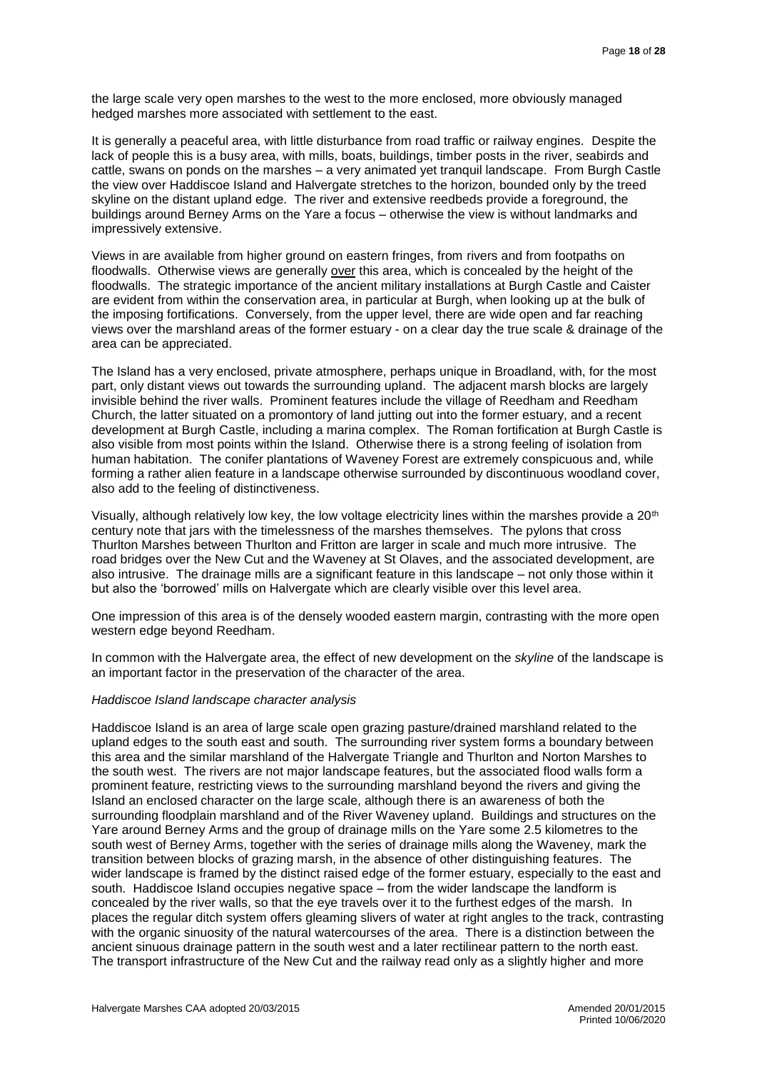the large scale very open marshes to the west to the more enclosed, more obviously managed hedged marshes more associated with settlement to the east.

It is generally a peaceful area, with little disturbance from road traffic or railway engines. Despite the lack of people this is a busy area, with mills, boats, buildings, timber posts in the river, seabirds and cattle, swans on ponds on the marshes – a very animated yet tranquil landscape. From Burgh Castle the view over Haddiscoe Island and Halvergate stretches to the horizon, bounded only by the treed skyline on the distant upland edge. The river and extensive reedbeds provide a foreground, the buildings around Berney Arms on the Yare a focus – otherwise the view is without landmarks and impressively extensive.

Views in are available from higher ground on eastern fringes, from rivers and from footpaths on floodwalls. Otherwise views are generally over this area, which is concealed by the height of the floodwalls. The strategic importance of the ancient military installations at Burgh Castle and Caister are evident from within the conservation area, in particular at Burgh, when looking up at the bulk of the imposing fortifications. Conversely, from the upper level, there are wide open and far reaching views over the marshland areas of the former estuary - on a clear day the true scale & drainage of the area can be appreciated.

The Island has a very enclosed, private atmosphere, perhaps unique in Broadland, with, for the most part, only distant views out towards the surrounding upland. The adjacent marsh blocks are largely invisible behind the river walls. Prominent features include the village of Reedham and Reedham Church, the latter situated on a promontory of land jutting out into the former estuary, and a recent development at Burgh Castle, including a marina complex. The Roman fortification at Burgh Castle is also visible from most points within the Island. Otherwise there is a strong feeling of isolation from human habitation. The conifer plantations of Waveney Forest are extremely conspicuous and, while forming a rather alien feature in a landscape otherwise surrounded by discontinuous woodland cover, also add to the feeling of distinctiveness.

Visually, although relatively low key, the low voltage electricity lines within the marshes provide a 20th century note that jars with the timelessness of the marshes themselves. The pylons that cross Thurlton Marshes between Thurlton and Fritton are larger in scale and much more intrusive. The road bridges over the New Cut and the Waveney at St Olaves, and the associated development, are also intrusive. The drainage mills are a significant feature in this landscape – not only those within it but also the 'borrowed' mills on Halvergate which are clearly visible over this level area.

One impression of this area is of the densely wooded eastern margin, contrasting with the more open western edge beyond Reedham.

In common with the Halvergate area, the effect of new development on the *skyline* of the landscape is an important factor in the preservation of the character of the area.

*Haddiscoe Island landscape character analysis*

Haddiscoe Island is an area of large scale open grazing pasture/drained marshland related to the upland edges to the south east and south. The surrounding river system forms a boundary between this area and the similar marshland of the Halvergate Triangle and Thurlton and Norton Marshes to the south west. The rivers are not major landscape features, but the associated flood walls form a prominent feature, restricting views to the surrounding marshland beyond the rivers and giving the Island an enclosed character on the large scale, although there is an awareness of both the surrounding floodplain marshland and of the River Waveney upland. Buildings and structures on the Yare around Berney Arms and the group of drainage mills on the Yare some 2.5 kilometres to the south west of Berney Arms, together with the series of drainage mills along the Waveney, mark the transition between blocks of grazing marsh, in the absence of other distinguishing features. The wider landscape is framed by the distinct raised edge of the former estuary, especially to the east and south. Haddiscoe Island occupies negative space – from the wider landscape the landform is concealed by the river walls, so that the eye travels over it to the furthest edges of the marsh. In places the regular ditch system offers gleaming slivers of water at right angles to the track, contrasting with the organic sinuosity of the natural watercourses of the area. There is a distinction between the ancient sinuous drainage pattern in the south west and a later rectilinear pattern to the north east. The transport infrastructure of the New Cut and the railway read only as a slightly higher and more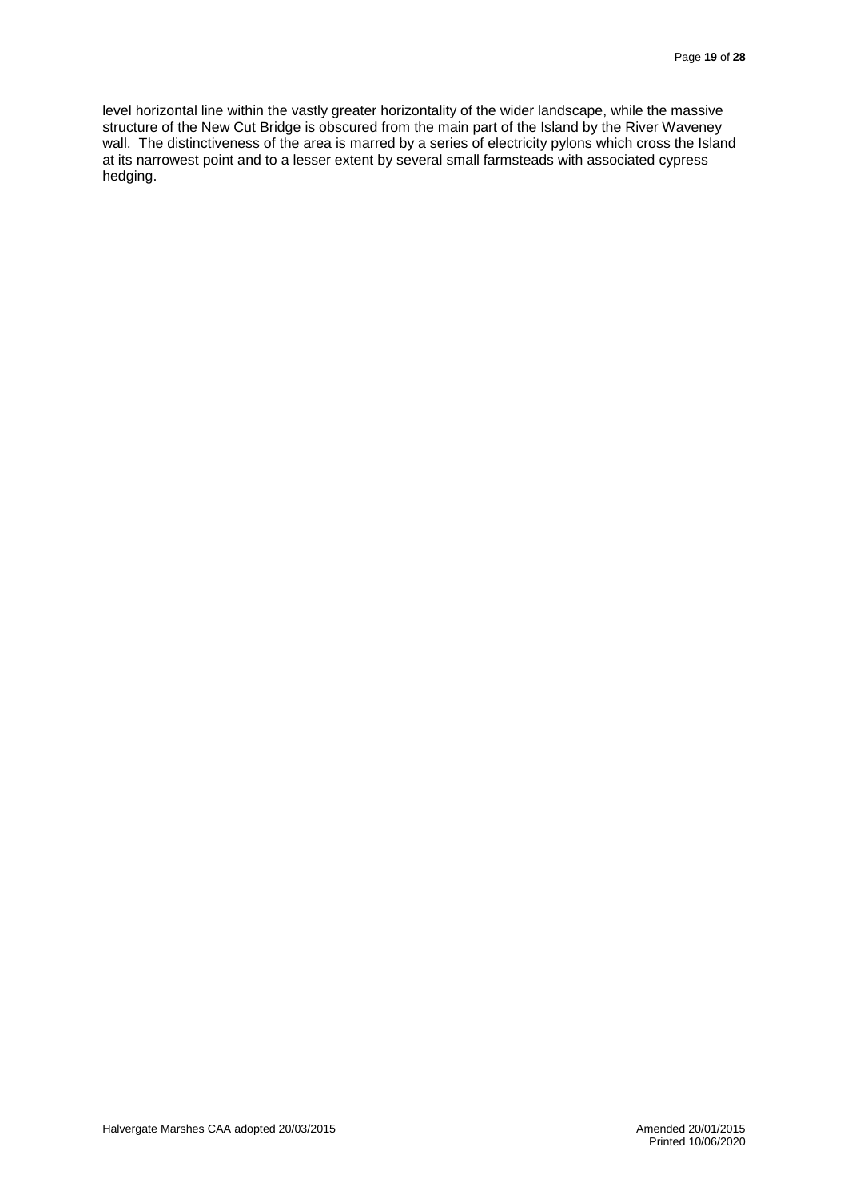level horizontal line within the vastly greater horizontality of the wider landscape, while the massive structure of the New Cut Bridge is obscured from the main part of the Island by the River Waveney wall. The distinctiveness of the area is marred by a series of electricity pylons which cross the Island at its narrowest point and to a lesser extent by several small farmsteads with associated cypress hedging.

---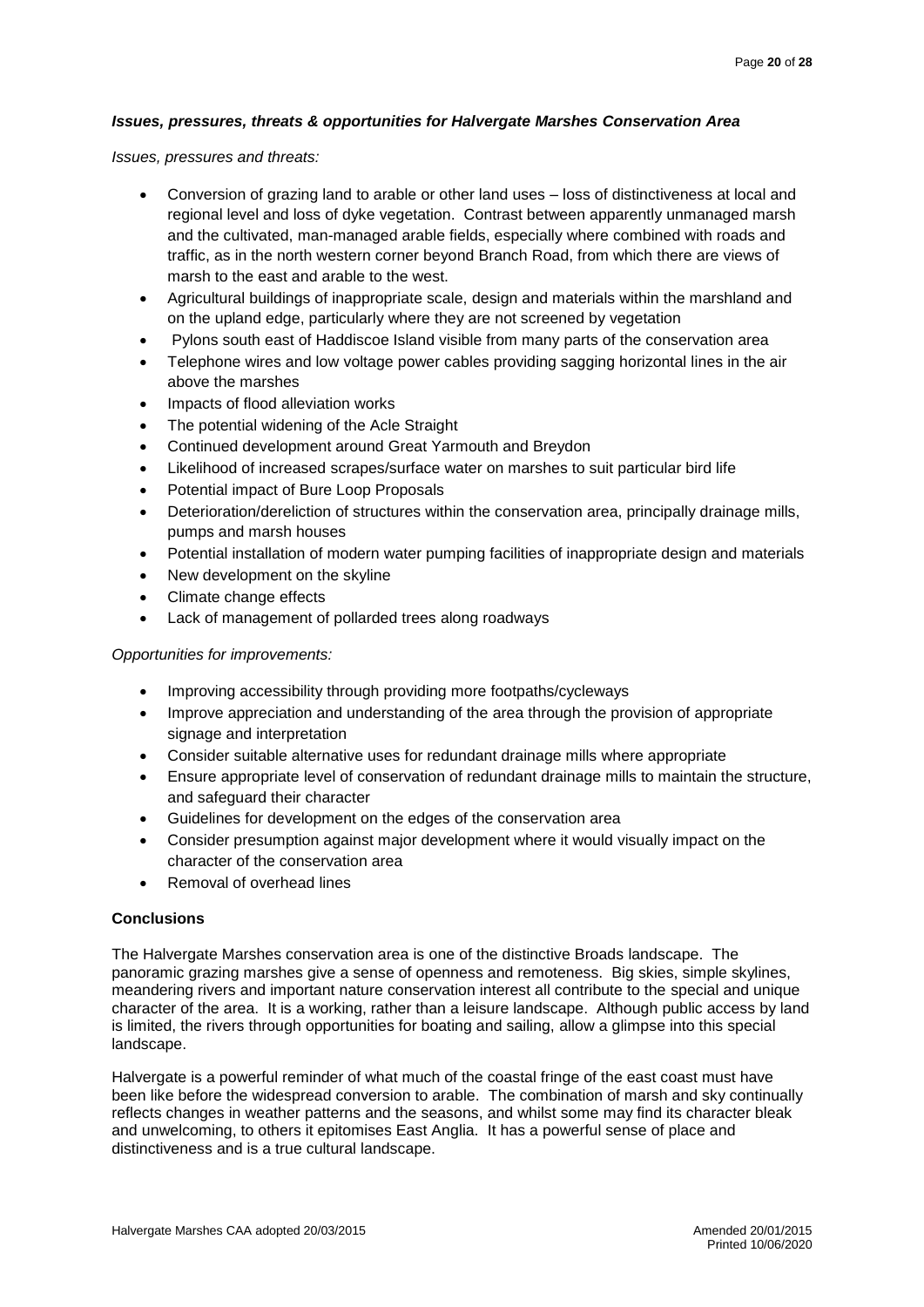### *Issues, pressures, threats & opportunities for Halvergate Marshes Conservation Area*

*Issues, pressures and threats:*

- Conversion of grazing land to arable or other land uses – loss of distinctiveness at local and regional level and loss of dyke vegetation. Contrast between apparently unmanaged marsh and the cultivated, man-managed arable fields, especially where combined with roads and traffic, as in the north western corner beyond Branch Road, from which there are views of marsh to the east and arable to the west.
- Agricultural buildings of inappropriate scale, design and materials within the marshland and on the upland edge, particularly where they are not screened by vegetation
- Pylons south east of Haddiscoe Island visible from many parts of the conservation area
- Telephone wires and low voltage power cables providing sagging horizontal lines in the air above the marshes
- Impacts of flood alleviation works
- The potential widening of the Acle Straight
- Continued development around Great Yarmouth and Breydon
- Likelihood of increased scrapes/surface water on marshes to suit particular bird life
- Potential impact of Bure Loop Proposals
- Deterioration/dereliction of structures within the conservation area, principally drainage mills, pumps and marsh houses
- Potential installation of modern water pumping facilities of inappropriate design and materials
- New development on the skyline
- Climate change effects
- Lack of management of pollarded trees along roadways

*Opportunities for improvements:*

- Improving accessibility through providing more footpaths/cycleways
- Improve appreciation and understanding of the area through the provision of appropriate signage and interpretation
- Consider suitable alternative uses for redundant drainage mills where appropriate
- Ensure appropriate level of conservation of redundant drainage mills to maintain the structure, and safeguard their character
- Guidelines for development on the edges of the conservation area
- Consider presumption against major development where it would visually impact on the character of the conservation area
- Removal of overhead lines

### **Conclusions**

The Halvergate Marshes conservation area is one of the distinctive Broads landscape. The panoramic grazing marshes give a sense of openness and remoteness. Big skies, simple skylines, meandering rivers and important nature conservation interest all contribute to the special and unique character of the area. It is a working, rather than a leisure landscape. Although public access by land is limited, the rivers through opportunities for boating and sailing, allow a glimpse into this special landscape.

Halvergate is a powerful reminder of what much of the coastal fringe of the east coast must have been like before the widespread conversion to arable. The combination of marsh and sky continually reflects changes in weather patterns and the seasons, and whilst some may find its character bleak and unwelcoming, to others it epitomises East Anglia. It has a powerful sense of place and distinctiveness and is a true cultural landscape.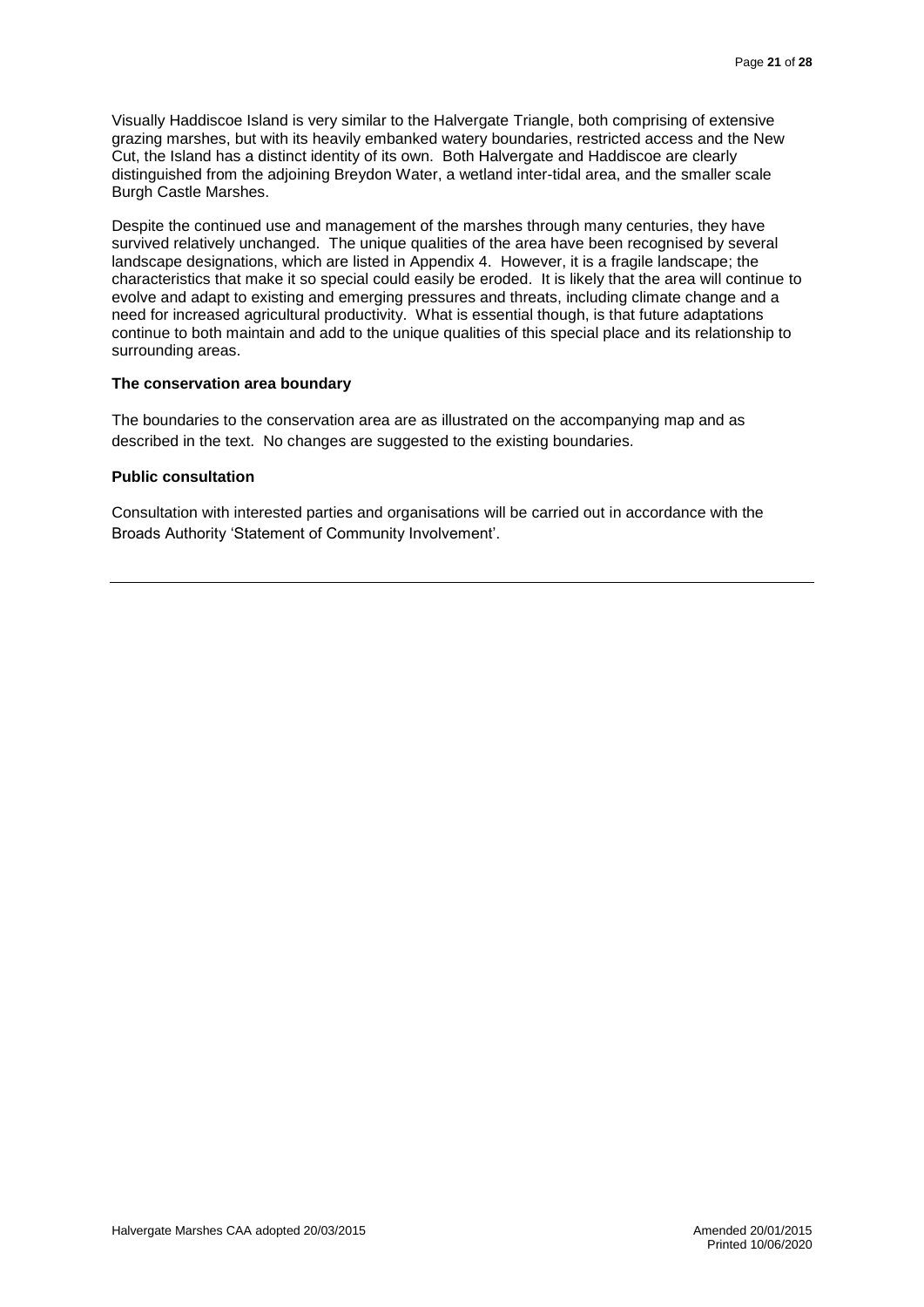Visually Haddiscoe Island is very similar to the Halvergate Triangle, both comprising of extensive grazing marshes, but with its heavily embanked watery boundaries, restricted access and the New Cut, the Island has a distinct identity of its own. Both Halvergate and Haddiscoe are clearly distinguished from the adjoining Breydon Water, a wetland inter-tidal area, and the smaller scale Burgh Castle Marshes.

Despite the continued use and management of the marshes through many centuries, they have survived relatively unchanged. The unique qualities of the area have been recognised by several landscape designations, which are listed in Appendix 4. However, it is a fragile landscape; the characteristics that make it so special could easily be eroded. It is likely that the area will continue to evolve and adapt to existing and emerging pressures and threats, including climate change and a need for increased agricultural productivity. What is essential though, is that future adaptations continue to both maintain and add to the unique qualities of this special place and its relationship to surrounding areas.

**The conservation area boundary**

The boundaries to the conservation area are as illustrated on the accompanying map and as described in the text. No changes are suggested to the existing boundaries.

**Public consultation**

Consultation with interested parties and organisations will be carried out in accordance with the Broads Authority 'Statement of Community Involvement'.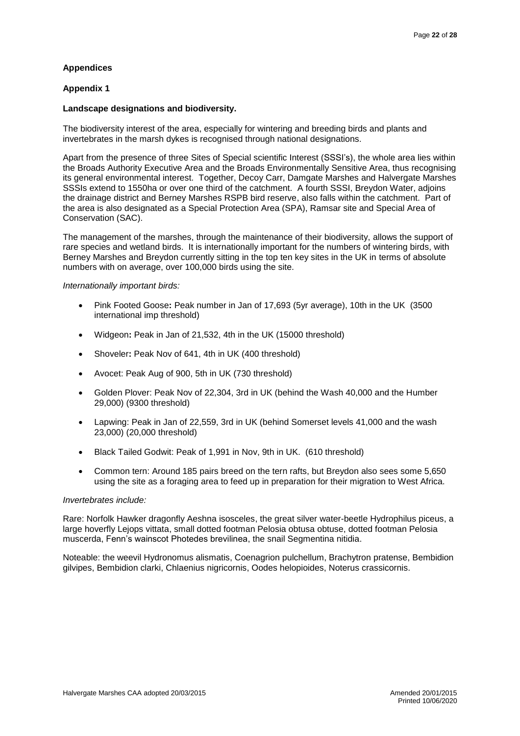## Appendices

### Appendix 1

**Landscape designations and biodiversity.**

The biodiversity interest of the area, especially for wintering and breeding birds and plants and invertebrates in the marsh dykes is recognised through national designations.

Apart from the presence of three Sites of Special scientific Interest (SSSI's), the whole area lies within the Broads Authority Executive Area and the Broads Environmentally Sensitive Area, thus recognising its general environmental interest. Together, Decoy Carr, Damgate Marshes and Halvergate Marshes SSSIs extend to 1550ha or over one third of the catchment. A fourth SSSI, Breydon Water, adjoins the drainage district and Berney Marshes RSPB bird reserve, also falls within the catchment. Part of the area is also designated as a Special Protection Area (SPA), Ramsar site and Special Area of Conservation (SAC).

The management of the marshes, through the maintenance of their biodiversity, allows the support of rare species and wetland birds. It is internationally important for the numbers of wintering birds, with Berney Marshes and Breydon currently sitting in the top ten key sites in the UK in terms of absolute numbers with on average, over 100,000 birds using the site.

*Internationally important birds:*

- Pink Footed Goose**:** Peak number in Jan of 17,693 (5yr average), 10th in the UK (3500 international imp threshold)
- Widgeon**:** Peak in Jan of 21,532, 4th in the UK (15000 threshold)
- Shoveler**:** Peak Nov of 641, 4th in UK (400 threshold)
- Avocet: Peak Aug of 900, 5th in UK (730 threshold)
- Golden Plover: Peak Nov of 22,304, 3rd in UK (behind the Wash 40,000 and the Humber 29,000) (9300 threshold)
- Lapwing: Peak in Jan of 22,559, 3rd in UK (behind Somerset levels 41,000 and the wash 23,000) (20,000 threshold)
- Black Tailed Godwit: Peak of 1,991 in Nov, 9th in UK. (610 threshold)
- Common tern: Around 185 pairs breed on the tern rafts, but Breydon also sees some 5,650 using the site as a foraging area to feed up in preparation for their migration to West Africa.

*Invertebrates include:*

Rare: Norfolk Hawker dragonfly Aeshna isosceles, the great silver water-beetle Hydrophilus piceus, a large hoverfly Lejops vittata, small dotted footman Pelosia obtusa obtuse, dotted footman Pelosia muscerda, Fenn's wainscot Photedes brevilinea, the snail Segmentina nitidia.

Noteable: the weevil Hydronomus alismatis, Coenagrion pulchellum, Brachytron pratense, Bembidion gilvipes, Bembidion clarki, Chlaenius nigricornis, Oodes helopioides, Noterus crassicornis.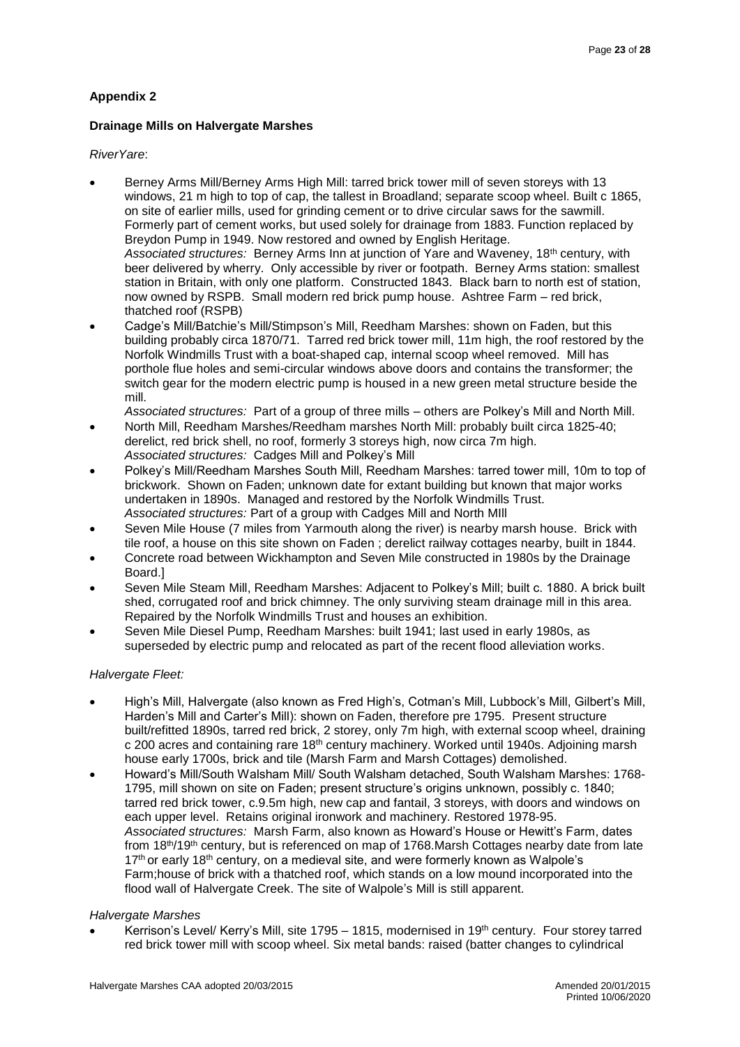**Appendix 2**

**Drainage Mills on Halvergate Marshes**

*RiverYare*:

- Berney Arms Mill/Berney Arms High Mill: tarred brick tower mill of seven storeys with 13 windows, 21 m high to top of cap, the tallest in Broadland; separate scoop wheel. Built c 1865, on site of earlier mills, used for grinding cement or to drive circular saws for the sawmill. Formerly part of cement works, but used solely for drainage from 1883. Function replaced by Breydon Pump in 1949. Now restored and owned by English Heritage.
  *Associated structures:* Berney Arms Inn at junction of Yare and Waveney, 18th century, with beer delivered by wherry. Only accessible by river or footpath. Berney Arms station: smallest station in Britain, with only one platform. Constructed 1843. Black barn to north est of station, now owned by RSPB. Small modern red brick pump house. Ashtree Farm – red brick, thatched roof (RSPB)
- Cadge's Mill/Batchie's Mill/Stimpson's Mill, Reedham Marshes: shown on Faden, but this building probably circa 1870/71. Tarred red brick tower mill, 11m high, the roof restored by the Norfolk Windmills Trust with a boat-shaped cap, internal scoop wheel removed. Mill has porthole flue holes and semi-circular windows above doors and contains the transformer; the switch gear for the modern electric pump is housed in a new green metal structure beside the mill.
  *Associated structures:* Part of a group of three mills – others are Polkey's Mill and North Mill.
- North Mill, Reedham Marshes/Reedham marshes North Mill: probably built circa 1825-40; derelict, red brick shell, no roof, formerly 3 storeys high, now circa 7m high.
  *Associated structures:* Cadges Mill and Polkey's Mill
- Polkey's Mill/Reedham Marshes South Mill, Reedham Marshes: tarred tower mill, 10m to top of brickwork. Shown on Faden; unknown date for extant building but known that major works undertaken in 1890s. Managed and restored by the Norfolk Windmills Trust.
  *Associated structures:* Part of a group with Cadges Mill and North MIll
- Seven Mile House (7 miles from Yarmouth along the river) is nearby marsh house. Brick with tile roof, a house on this site shown on Faden ; derelict railway cottages nearby, built in 1844.
- Concrete road between Wickhampton and Seven Mile constructed in 1980s by the Drainage Board.]
- Seven Mile Steam Mill, Reedham Marshes: Adjacent to Polkey's Mill; built c. 1880. A brick built shed, corrugated roof and brick chimney. The only surviving steam drainage mill in this area. Repaired by the Norfolk Windmills Trust and houses an exhibition.
- Seven Mile Diesel Pump, Reedham Marshes: built 1941; last used in early 1980s, as superseded by electric pump and relocated as part of the recent flood alleviation works.

*Halvergate Fleet:*

- High's Mill, Halvergate (also known as Fred High's, Cotman's Mill, Lubbock's Mill, Gilbert's Mill, Harden's Mill and Carter's Mill): shown on Faden, therefore pre 1795. Present structure built/refitted 1890s, tarred red brick, 2 storey, only 7m high, with external scoop wheel, draining c 200 acres and containing rare 18th century machinery. Worked until 1940s. Adjoining marsh house early 1700s, brick and tile (Marsh Farm and Marsh Cottages) demolished.
- Howard's Mill/South Walsham Mill/ South Walsham detached, South Walsham Marshes: 1768-1795, mill shown on site on Faden; present structure's origins unknown, possibly c. 1840; tarred red brick tower, c.9.5m high, new cap and fantail, 3 storeys, with doors and windows on each upper level. Retains original ironwork and machinery. Restored 1978-95.
  *Associated structures:* Marsh Farm, also known as Howard's House or Hewitt's Farm, dates from 18th/19th century, but is referenced on map of 1768.Marsh Cottages nearby date from late 17th or early 18th century, on a medieval site, and were formerly known as Walpole's Farm;house of brick with a thatched roof, which stands on a low mound incorporated into the flood wall of Halvergate Creek. The site of Walpole's Mill is still apparent.

*Halvergate Marshes*

- Kerrison's Level/ Kerry's Mill, site 1795 – 1815, modernised in 19th century. Four storey tarred red brick tower mill with scoop wheel. Six metal bands: raised (batter changes to cylindrical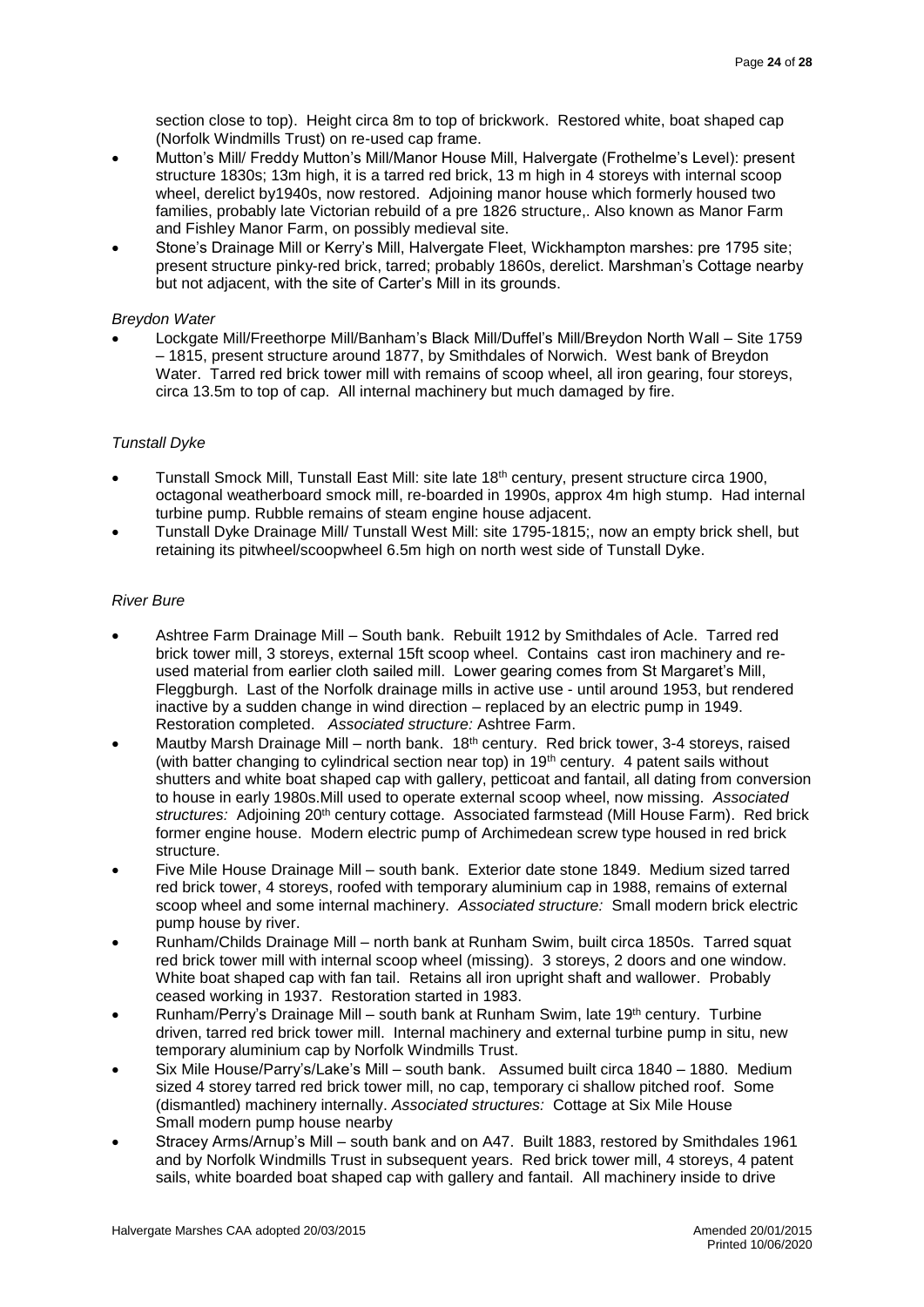section close to top). Height circa 8m to top of brickwork. Restored white, boat shaped cap (Norfolk Windmills Trust) on re-used cap frame.

- Mutton's Mill/ Freddy Mutton's Mill/Manor House Mill, Halvergate (Frothelme's Level): present structure 1830s; 13m high, it is a tarred red brick, 13 m high in 4 storeys with internal scoop wheel, derelict by1940s, now restored. Adjoining manor house which formerly housed two families, probably late Victorian rebuild of a pre 1826 structure,. Also known as Manor Farm and Fishley Manor Farm, on possibly medieval site.
- Stone's Drainage Mill or Kerry's Mill, Halvergate Fleet, Wickhampton marshes: pre 1795 site; present structure pinky-red brick, tarred; probably 1860s, derelict. Marshman's Cottage nearby but not adjacent, with the site of Carter's Mill in its grounds.

*Breydon Water*

- Lockgate Mill/Freethorpe Mill/Banham's Black Mill/Duffel's Mill/Breydon North Wall – Site 1759 – 1815, present structure around 1877, by Smithdales of Norwich. West bank of Breydon Water. Tarred red brick tower mill with remains of scoop wheel, all iron gearing, four storeys, circa 13.5m to top of cap. All internal machinery but much damaged by fire.

*Tunstall Dyke*

- Tunstall Smock Mill, Tunstall East Mill: site late 18th century, present structure circa 1900, octagonal weatherboard smock mill, re-boarded in 1990s, approx 4m high stump. Had internal turbine pump. Rubble remains of steam engine house adjacent.
- Tunstall Dyke Drainage Mill/ Tunstall West Mill: site 1795-1815;, now an empty brick shell, but retaining its pitwheel/scoopwheel 6.5m high on north west side of Tunstall Dyke.

*River Bure*

- Ashtree Farm Drainage Mill – South bank. Rebuilt 1912 by Smithdales of Acle. Tarred red brick tower mill, 3 storeys, external 15ft scoop wheel. Contains cast iron machinery and re-used material from earlier cloth sailed mill. Lower gearing comes from St Margaret's Mill, Fleggburgh. Last of the Norfolk drainage mills in active use - until around 1953, but rendered inactive by a sudden change in wind direction – replaced by an electric pump in 1949. Restoration completed. *Associated structure:* Ashtree Farm.
- Mautby Marsh Drainage Mill – north bank. 18th century. Red brick tower, 3-4 storeys, raised (with batter changing to cylindrical section near top) in 19th century. 4 patent sails without shutters and white boat shaped cap with gallery, petticoat and fantail, all dating from conversion to house in early 1980s.Mill used to operate external scoop wheel, now missing. *Associated structures:* Adjoining 20th century cottage. Associated farmstead (Mill House Farm). Red brick former engine house. Modern electric pump of Archimedean screw type housed in red brick structure.
- Five Mile House Drainage Mill – south bank. Exterior date stone 1849. Medium sized tarred red brick tower, 4 storeys, roofed with temporary aluminium cap in 1988, remains of external scoop wheel and some internal machinery. *Associated structure:* Small modern brick electric pump house by river.
- Runham/Childs Drainage Mill – north bank at Runham Swim, built circa 1850s. Tarred squat red brick tower mill with internal scoop wheel (missing). 3 storeys, 2 doors and one window. White boat shaped cap with fan tail. Retains all iron upright shaft and wallower. Probably ceased working in 1937. Restoration started in 1983.
- Runham/Perry's Drainage Mill – south bank at Runham Swim, late 19th century. Turbine driven, tarred red brick tower mill. Internal machinery and external turbine pump in situ, new temporary aluminium cap by Norfolk Windmills Trust.
- Six Mile House/Parry's/Lake's Mill – south bank. Assumed built circa 1840 – 1880. Medium sized 4 storey tarred red brick tower mill, no cap, temporary ci shallow pitched roof. Some (dismantled) machinery internally. *Associated structures:* Cottage at Six Mile House Small modern pump house nearby
- Stracey Arms/Arnup's Mill – south bank and on A47. Built 1883, restored by Smithdales 1961 and by Norfolk Windmills Trust in subsequent years. Red brick tower mill, 4 storeys, 4 patent sails, white boarded boat shaped cap with gallery and fantail. All machinery inside to drive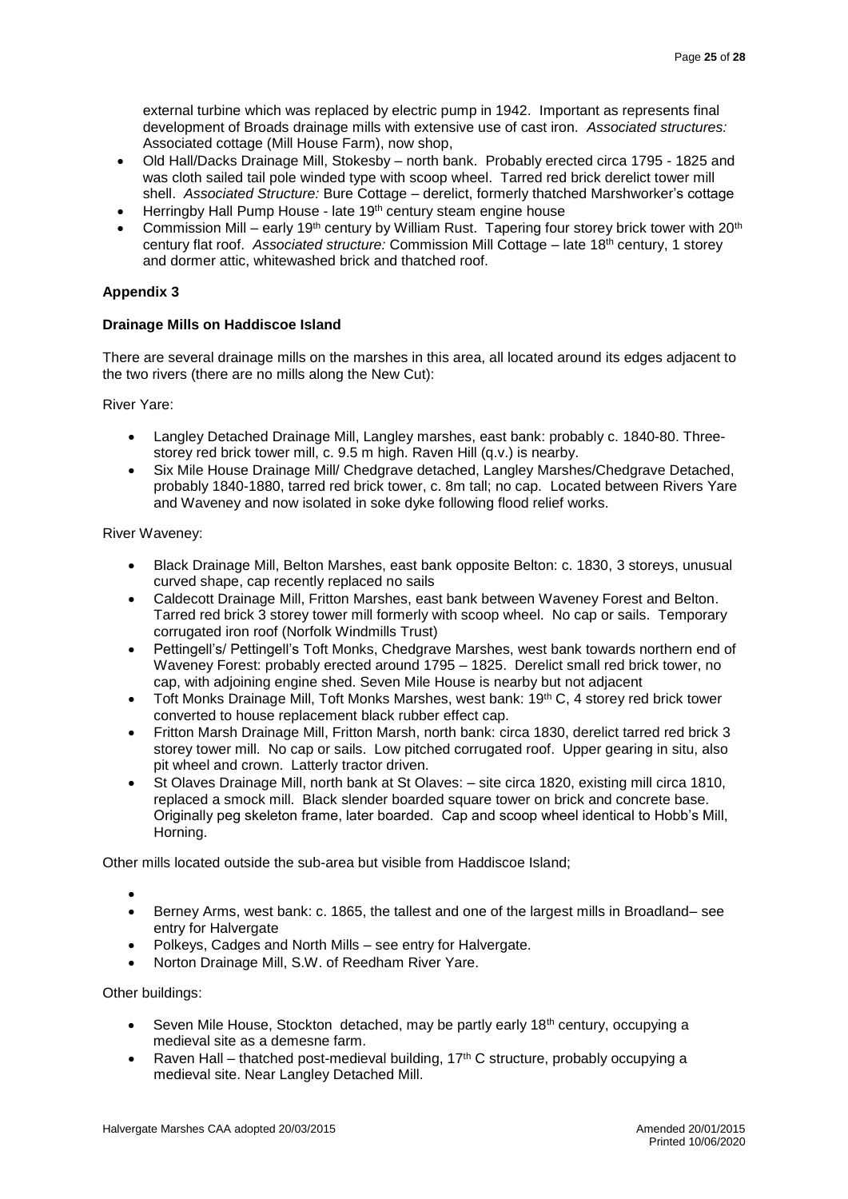external turbine which was replaced by electric pump in 1942. Important as represents final development of Broads drainage mills with extensive use of cast iron. *Associated structures:* Associated cottage (Mill House Farm), now shop,

- Old Hall/Dacks Drainage Mill, Stokesby – north bank. Probably erected circa 1795 - 1825 and was cloth sailed tail pole winded type with scoop wheel. Tarred red brick derelict tower mill shell. *Associated Structure:* Bure Cottage – derelict, formerly thatched Marshworker's cottage
- Herringby Hall Pump House - late 19th century steam engine house
- Commission Mill – early 19th century by William Rust. Tapering four storey brick tower with 20th century flat roof. *Associated structure:* Commission Mill Cottage – late 18th century, 1 storey and dormer attic, whitewashed brick and thatched roof.

## Appendix 3

### Drainage Mills on Haddiscoe Island

There are several drainage mills on the marshes in this area, all located around its edges adjacent to the two rivers (there are no mills along the New Cut):

River Yare:

- Langley Detached Drainage Mill, Langley marshes, east bank: probably c. 1840-80. Three-storey red brick tower mill, c. 9.5 m high. Raven Hill (q.v.) is nearby.
- Six Mile House Drainage Mill/ Chedgrave detached, Langley Marshes/Chedgrave Detached, probably 1840-1880, tarred red brick tower, c. 8m tall; no cap. Located between Rivers Yare and Waveney and now isolated in soke dyke following flood relief works.

River Waveney:

- Black Drainage Mill, Belton Marshes, east bank opposite Belton: c. 1830, 3 storeys, unusual curved shape, cap recently replaced no sails
- Caldecott Drainage Mill, Fritton Marshes, east bank between Waveney Forest and Belton. Tarred red brick 3 storey tower mill formerly with scoop wheel. No cap or sails. Temporary corrugated iron roof (Norfolk Windmills Trust)
- Pettingell's/ Pettingell's Toft Monks, Chedgrave Marshes, west bank towards northern end of Waveney Forest: probably erected around 1795 – 1825. Derelict small red brick tower, no cap, with adjoining engine shed. Seven Mile House is nearby but not adjacent
- Toft Monks Drainage Mill, Toft Monks Marshes, west bank: 19th C, 4 storey red brick tower converted to house replacement black rubber effect cap.
- Fritton Marsh Drainage Mill, Fritton Marsh, north bank: circa 1830, derelict tarred red brick 3 storey tower mill. No cap or sails. Low pitched corrugated roof. Upper gearing in situ, also pit wheel and crown. Latterly tractor driven.
- St Olaves Drainage Mill, north bank at St Olaves: – site circa 1820, existing mill circa 1810, replaced a smock mill. Black slender boarded square tower on brick and concrete base. Originally peg skeleton frame, later boarded. Cap and scoop wheel identical to Hobb's Mill, Horning.

Other mills located outside the sub-area but visible from Haddiscoe Island;

- Berney Arms, west bank: c. 1865, the tallest and one of the largest mills in Broadland– see entry for Halvergate
- Polkeys, Cadges and North Mills – see entry for Halvergate.
- Norton Drainage Mill, S.W. of Reedham River Yare.

Other buildings:

- Seven Mile House, Stockton detached, may be partly early 18th century, occupying a medieval site as a demesne farm.
- Raven Hall – thatched post-medieval building, 17th C structure, probably occupying a medieval site. Near Langley Detached Mill.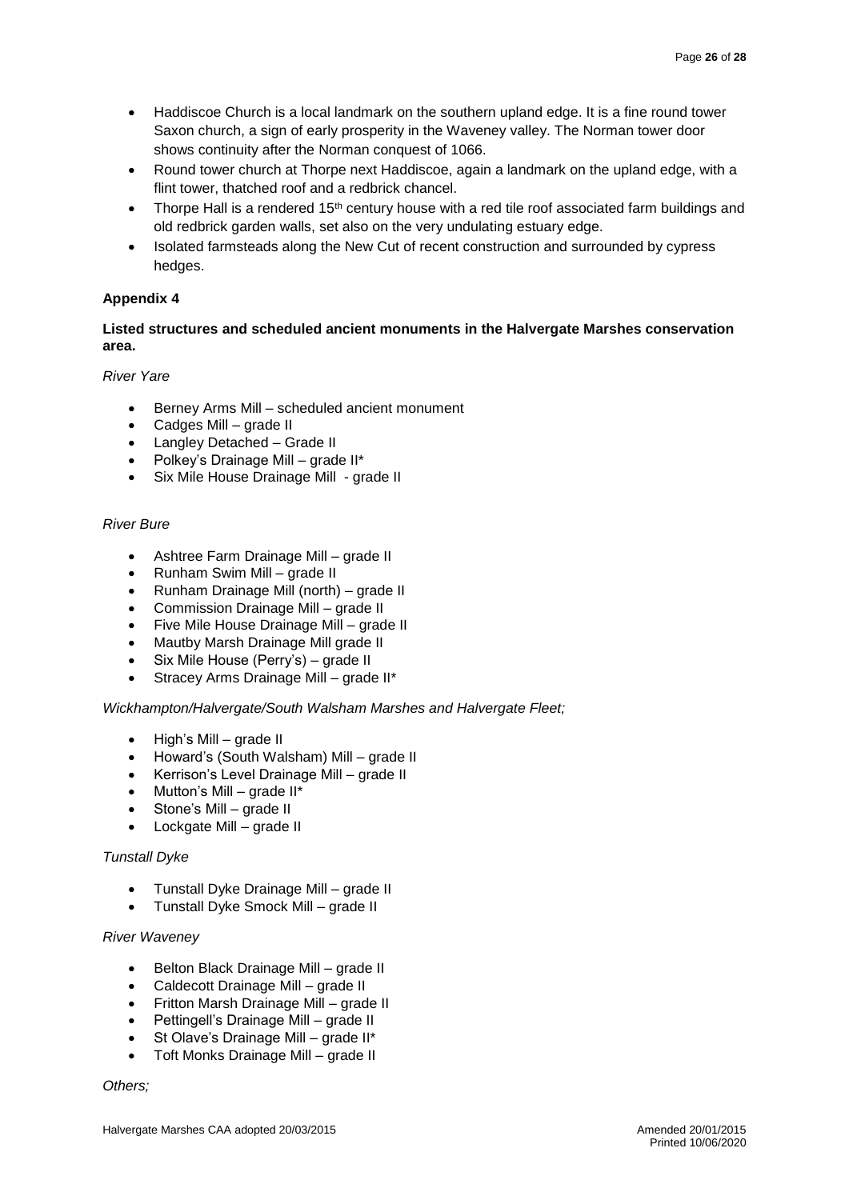- Haddiscoe Church is a local landmark on the southern upland edge. It is a fine round tower Saxon church, a sign of early prosperity in the Waveney valley. The Norman tower door shows continuity after the Norman conquest of 1066.
- Round tower church at Thorpe next Haddiscoe, again a landmark on the upland edge, with a flint tower, thatched roof and a redbrick chancel.
- Thorpe Hall is a rendered 15th century house with a red tile roof associated farm buildings and old redbrick garden walls, set also on the very undulating estuary edge.
- Isolated farmsteads along the New Cut of recent construction and surrounded by cypress hedges.

**Appendix 4**

**Listed structures and scheduled ancient monuments in the Halvergate Marshes conservation area.**

*River Yare*

- Berney Arms Mill – scheduled ancient monument
- Cadges Mill – grade II
- Langley Detached – Grade II
- Polkey's Drainage Mill – grade II*
- Six Mile House Drainage Mill - grade II

*River Bure*

- Ashtree Farm Drainage Mill – grade II
- Runham Swim Mill – grade II
- Runham Drainage Mill (north) – grade II
- Commission Drainage Mill – grade II
- Five Mile House Drainage Mill – grade II
- Mautby Marsh Drainage Mill grade II
- Six Mile House (Perry's) – grade II
- Stracey Arms Drainage Mill – grade II*

*Wickhampton/Halvergate/South Walsham Marshes and Halvergate Fleet;*

- High's Mill – grade II
- Howard's (South Walsham) Mill – grade II
- Kerrison's Level Drainage Mill – grade II
- Mutton's Mill – grade II*
- Stone's Mill – grade II
- Lockgate Mill – grade II

*Tunstall Dyke*

- Tunstall Dyke Drainage Mill – grade II
- Tunstall Dyke Smock Mill – grade II

*River Waveney*

- Belton Black Drainage Mill – grade II
- Caldecott Drainage Mill – grade II
- Fritton Marsh Drainage Mill – grade II
- Pettingell's Drainage Mill – grade II
- St Olave's Drainage Mill – grade II*
- Toft Monks Drainage Mill – grade II

*Others;*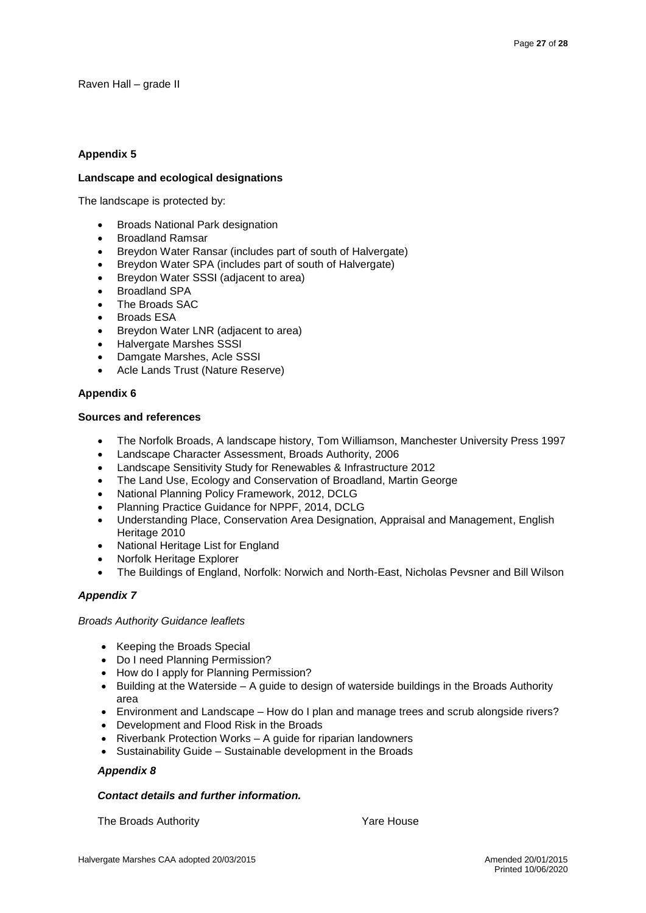Raven Hall – grade II

**Appendix 5**

**Landscape and ecological designations**

The landscape is protected by:

- Broads National Park designation
- Broadland Ramsar
- Breydon Water Ransar (includes part of south of Halvergate)
- Breydon Water SPA (includes part of south of Halvergate)
- Breydon Water SSSI (adjacent to area)
- Broadland SPA
- The Broads SAC
- Broads ESA
- Breydon Water LNR (adjacent to area)
- Halvergate Marshes SSSI
- Damgate Marshes, Acle SSSI
- Acle Lands Trust (Nature Reserve)

**Appendix 6**

**Sources and references**

- The Norfolk Broads, A landscape history, Tom Williamson, Manchester University Press 1997
- Landscape Character Assessment, Broads Authority, 2006
- Landscape Sensitivity Study for Renewables & Infrastructure 2012
- The Land Use, Ecology and Conservation of Broadland, Martin George
- National Planning Policy Framework, 2012, DCLG
- Planning Practice Guidance for NPPF, 2014, DCLG
- Understanding Place, Conservation Area Designation, Appraisal and Management, English Heritage 2010
- National Heritage List for England
- Norfolk Heritage Explorer
- The Buildings of England, Norfolk: Norwich and North-East, Nicholas Pevsner and Bill Wilson

***Appendix 7***

*Broads Authority Guidance leaflets*

- Keeping the Broads Special
- Do I need Planning Permission?
- How do I apply for Planning Permission?
- Building at the Waterside – A guide to design of waterside buildings in the Broads Authority area
- Environment and Landscape – How do I plan and manage trees and scrub alongside rivers?
- Development and Flood Risk in the Broads
- Riverbank Protection Works – A guide for riparian landowners
- Sustainability Guide – Sustainable development in the Broads

***Appendix 8***

***Contact details and further information.***

The Broads Authority Yare House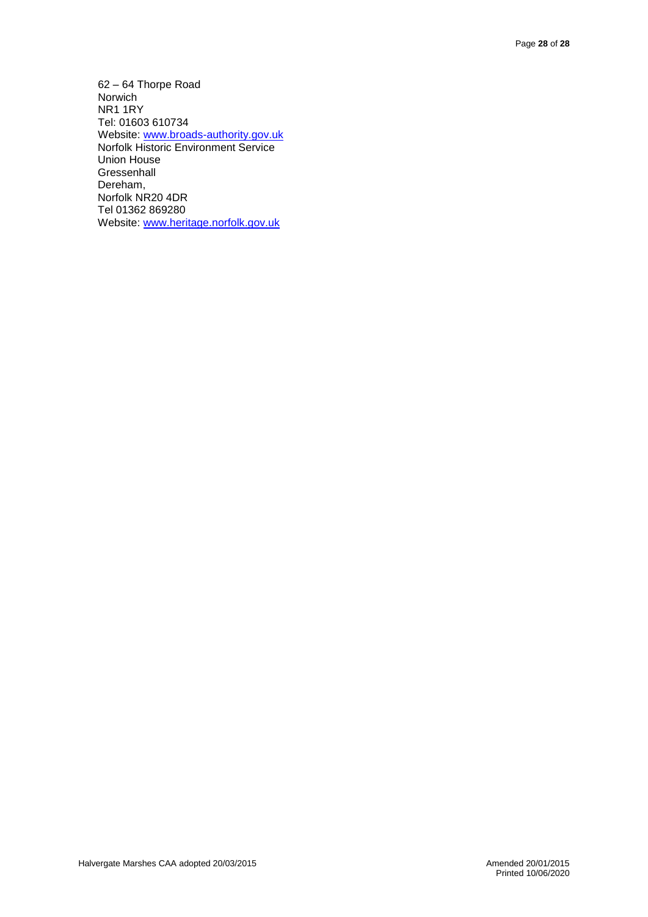62 – 64 Thorpe Road
Norwich
NR1 1RY
Tel: 01603 610734
Website: www.broads-authority.gov.uk
Norfolk Historic Environment Service
Union House
Gressenhall
Dereham,
Norfolk NR20 4DR
Tel 01362 869280
Website: www.heritage.norfolk.gov.uk